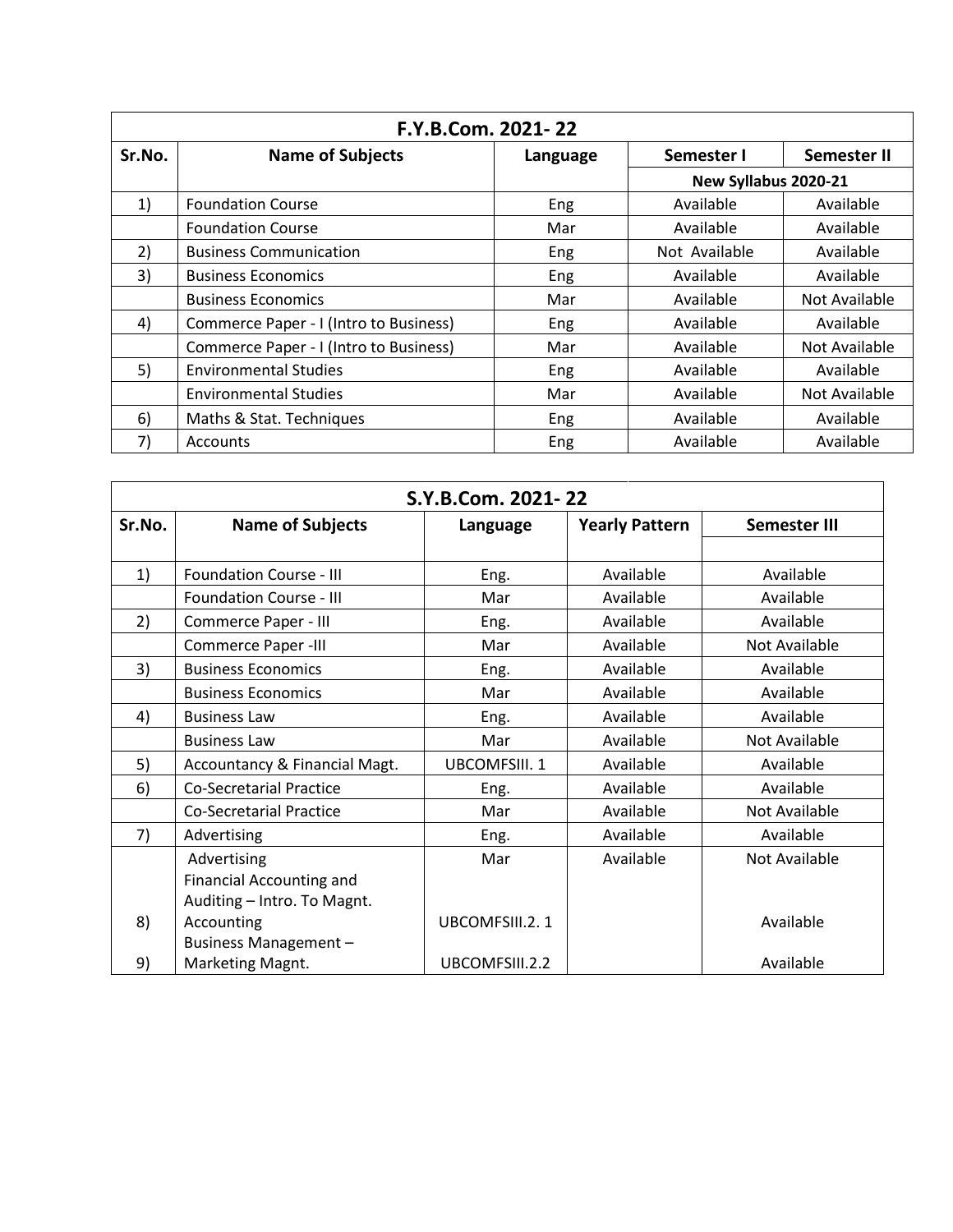| F.Y.B.Com. 2021- 22 | | | | |
|---|---|---|---|---|
| **Sr.No.** | **Name of Subjects** | **Language** | **Semester I** | **Semester II** |
| | | | **New Syllabus 2020-21** | |
| 1) | Foundation Course | Eng | Available | Available |
| | Foundation Course | Mar | Available | Available |
| 2) | Business Communication | Eng | Not Available | Available |
| 3) | Business Economics | Eng | Available | Available |
| | Business Economics | Mar | Available | Not Available |
| 4) | Commerce Paper - I (Intro to Business) | Eng | Available | Available |
| | Commerce Paper - I (Intro to Business) | Mar | Available | Not Available |
| 5) | Environmental Studies | Eng | Available | Available |
| | Environmental Studies | Mar | Available | Not Available |
| 6) | Maths & Stat. Techniques | Eng | Available | Available |
| 7) | Accounts | Eng | Available | Available |

| S.Y.B.Com. 2021- 22 | | | | |
|---|---|---|---|---|
| **Sr.No.** | **Name of Subjects** | **Language** | **Yearly Pattern** | **Semester III** |
| 1) | Foundation Course - III | Eng. | Available | Available |
| | Foundation Course - III | Mar | Available | Available |
| 2) | Commerce Paper - III | Eng. | Available | Available |
| | Commerce Paper -III | Mar | Available | Not Available |
| 3) | Business Economics | Eng. | Available | Available |
| | Business Economics | Mar | Available | Available |
| 4) | Business Law | Eng. | Available | Available |
| | Business Law | Mar | Available | Not Available |
| 5) | Accountancy & Financial Magt. | UBCOMFSIII. 1 | Available | Available |
| 6) | Co-Secretarial Practice | Eng. | Available | Available |
| | Co-Secretarial Practice | Mar | Available | Not Available |
| 7) | Advertising | Eng. | Available | Available |
| | Advertising | Mar | Available | Not Available |
| 8) | Financial Accounting and Auditing – Intro. To Magnt. Accounting | UBCOMFSIII.2. 1 | | Available |
| 9) | Business Management – Marketing Magnt. | UBCOMFSIII.2.2 | | Available |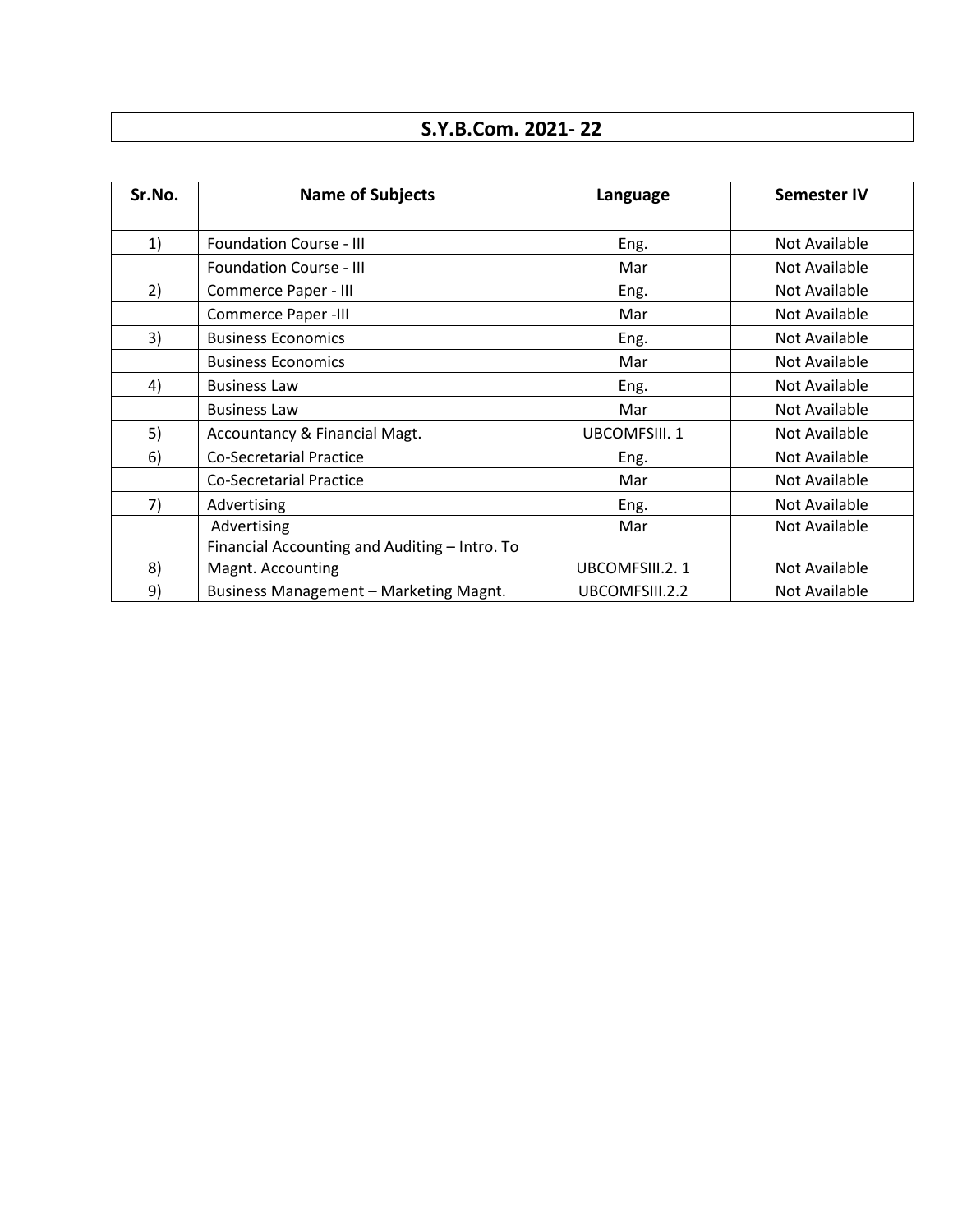## S.Y.B.Com. 2021- 22

| Sr.No. | Name of Subjects | Language | Semester IV |
|---|---|---|---|
| 1) | Foundation Course - III | Eng. | Not Available |
| | Foundation Course - III | Mar | Not Available |
| 2) | Commerce Paper - III | Eng. | Not Available |
| | Commerce Paper -III | Mar | Not Available |
| 3) | Business Economics | Eng. | Not Available |
| | Business Economics | Mar | Not Available |
| 4) | Business Law | Eng. | Not Available |
| | Business Law | Mar | Not Available |
| 5) | Accountancy & Financial Magt. | UBCOMFSIII. 1 | Not Available |
| 6) | Co-Secretarial Practice | Eng. | Not Available |
| | Co-Secretarial Practice | Mar | Not Available |
| 7) | Advertising | Eng. | Not Available |
| | Advertising | Mar | Not Available |
| 8) | Financial Accounting and Auditing – Intro. To Magnt. Accounting | UBCOMFSIII.2. 1 | Not Available |
| 9) | Business Management – Marketing Magnt. | UBCOMFSIII.2.2 | Not Available |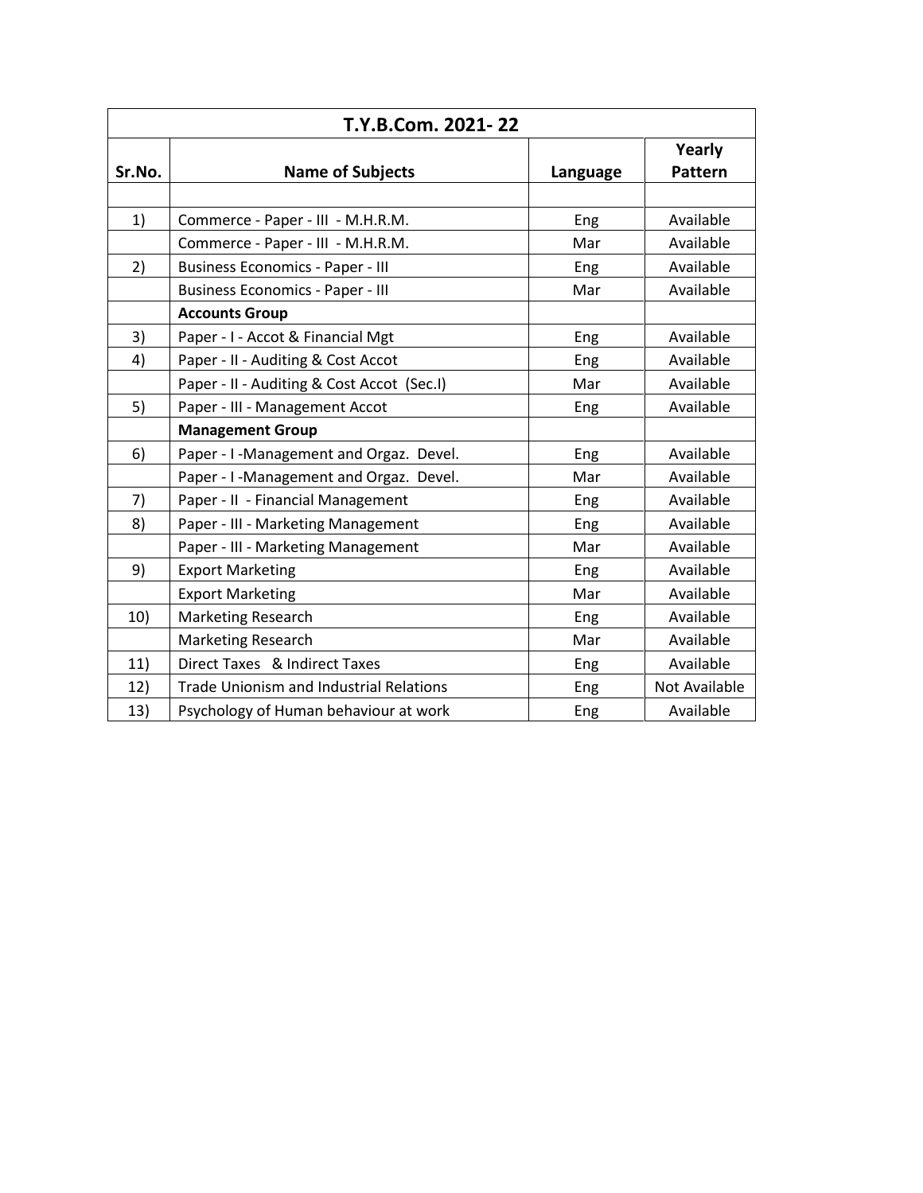| T.Y.B.Com. 2021- 22 | | | |
|---|---|---|---|
| **Sr.No.** | **Name of Subjects** | **Language** | **Yearly Pattern** |
| | | | |
| 1) | Commerce - Paper - III - M.H.R.M. | Eng | Available |
| | Commerce - Paper - III - M.H.R.M. | Mar | Available |
| 2) | Business Economics - Paper - III | Eng | Available |
| | Business Economics - Paper - III | Mar | Available |
| | **Accounts Group** | | |
| 3) | Paper - I - Accot & Financial Mgt | Eng | Available |
| 4) | Paper - II - Auditing & Cost Accot | Eng | Available |
| | Paper - II - Auditing & Cost Accot (Sec.I) | Mar | Available |
| 5) | Paper - III - Management Accot | Eng | Available |
| | **Management Group** | | |
| 6) | Paper - I -Management and Orgaz. Devel. | Eng | Available |
| | Paper - I -Management and Orgaz. Devel. | Mar | Available |
| 7) | Paper - II - Financial Management | Eng | Available |
| 8) | Paper - III - Marketing Management | Eng | Available |
| | Paper - III - Marketing Management | Mar | Available |
| 9) | Export Marketing | Eng | Available |
| | Export Marketing | Mar | Available |
| 10) | Marketing Research | Eng | Available |
| | Marketing Research | Mar | Available |
| 11) | Direct Taxes & Indirect Taxes | Eng | Available |
| 12) | Trade Unionism and Industrial Relations | Eng | Not Available |
| 13) | Psychology of Human behaviour at work | Eng | Available |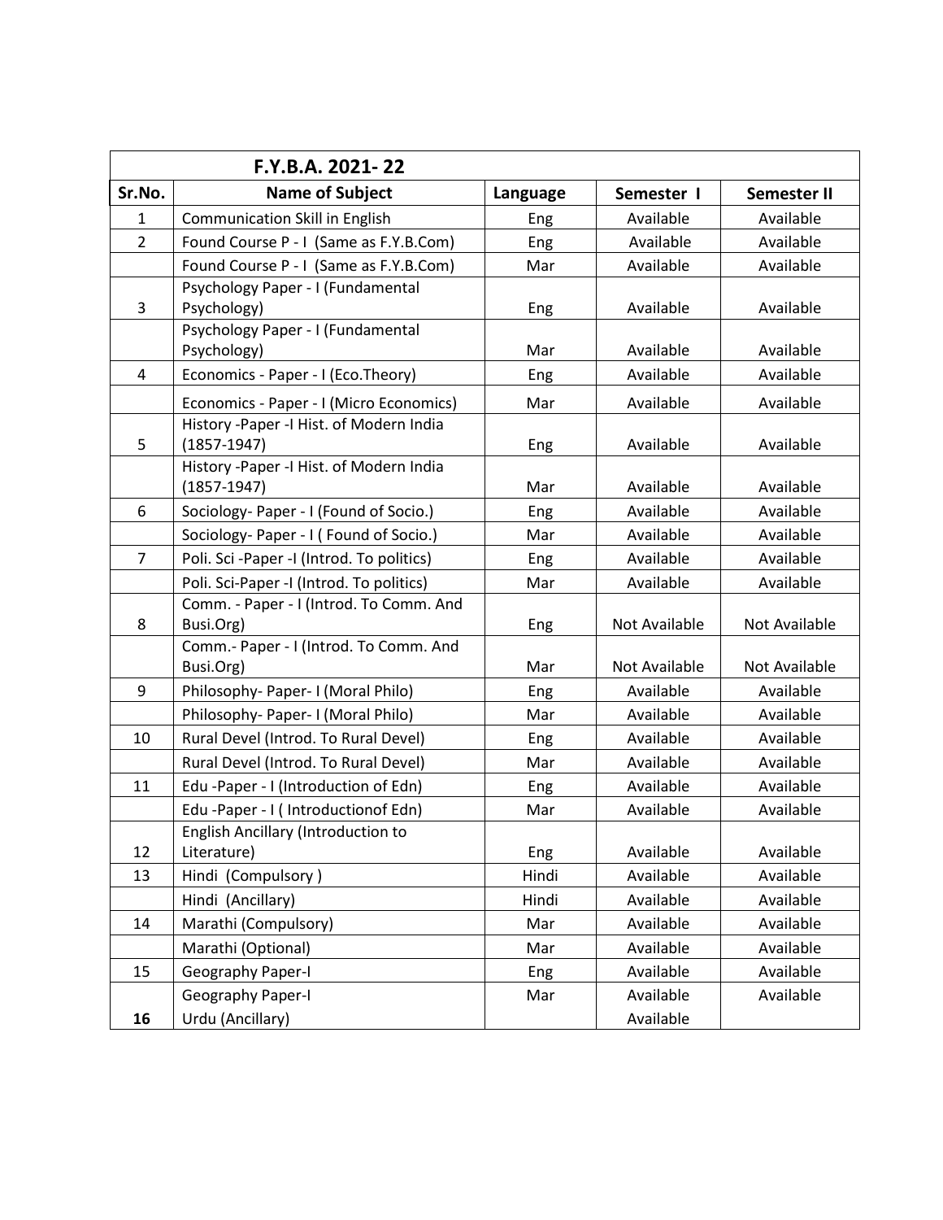| F.Y.B.A. 2021- 22 | | | | |
|---|---|---|---|---|
| **Sr.No.** | **Name of Subject** | **Language** | **Semester I** | **Semester II** |
| 1 | Communication Skill in English | Eng | Available | Available |
| 2 | Found Course P - I (Same as F.Y.B.Com) | Eng | Available | Available |
| | Found Course P - I (Same as F.Y.B.Com) | Mar | Available | Available |
| 3 | Psychology Paper - I (Fundamental Psychology) | Eng | Available | Available |
| | Psychology Paper - I (Fundamental Psychology) | Mar | Available | Available |
| 4 | Economics - Paper - I (Eco.Theory) | Eng | Available | Available |
| | Economics - Paper - I (Micro Economics) | Mar | Available | Available |
| 5 | History -Paper -I Hist. of Modern India (1857-1947) | Eng | Available | Available |
| | History -Paper -I Hist. of Modern India (1857-1947) | Mar | Available | Available |
| 6 | Sociology- Paper - I (Found of Socio.) | Eng | Available | Available |
| | Sociology- Paper - I ( Found of Socio.) | Mar | Available | Available |
| 7 | Poli. Sci -Paper -I (Introd. To politics) | Eng | Available | Available |
| | Poli. Sci-Paper -I (Introd. To politics) | Mar | Available | Available |
| 8 | Comm. - Paper - I (Introd. To Comm. And Busi.Org) | Eng | Not Available | Not Available |
| | Comm.- Paper - I (Introd. To Comm. And Busi.Org) | Mar | Not Available | Not Available |
| 9 | Philosophy- Paper- I (Moral Philo) | Eng | Available | Available |
| | Philosophy- Paper- I (Moral Philo) | Mar | Available | Available |
| 10 | Rural Devel (Introd. To Rural Devel) | Eng | Available | Available |
| | Rural Devel (Introd. To Rural Devel) | Mar | Available | Available |
| 11 | Edu -Paper - I (Introduction of Edn) | Eng | Available | Available |
| | Edu -Paper - I ( Introductionof Edn) | Mar | Available | Available |
| 12 | English Ancillary (Introduction to Literature) | Eng | Available | Available |
| 13 | Hindi (Compulsory ) | Hindi | Available | Available |
| | Hindi (Ancillary) | Hindi | Available | Available |
| 14 | Marathi (Compulsory) | Mar | Available | Available |
| | Marathi (Optional) | Mar | Available | Available |
| 15 | Geography Paper-I | Eng | Available | Available |
| | Geography Paper-I | Mar | Available | Available |
| **16** | Urdu (Ancillary) | | Available | |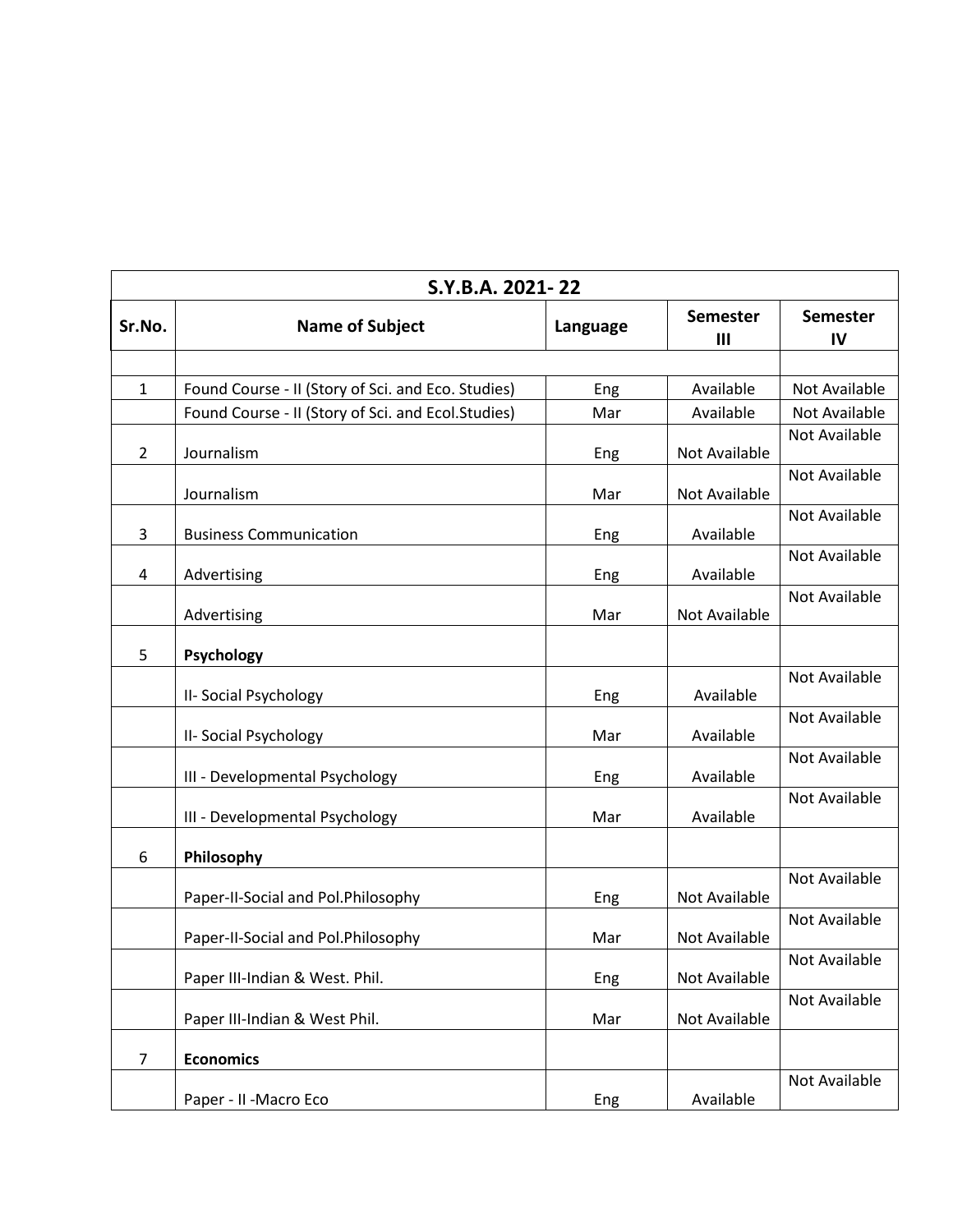| S.Y.B.A. 2021- 22 | | | | |
|---|---|---|---|---|
| **Sr.No.** | **Name of Subject** | **Language** | **Semester III** | **Semester IV** |
| | | | | |
| 1 | Found Course - II (Story of Sci. and Eco. Studies) | Eng | Available | Not Available |
| | Found Course - II (Story of Sci. and Ecol.Studies) | Mar | Available | Not Available |
| 2 | Journalism | Eng | Not Available | Not Available |
| | Journalism | Mar | Not Available | Not Available |
| 3 | Business Communication | Eng | Available | Not Available |
| 4 | Advertising | Eng | Available | Not Available |
| | Advertising | Mar | Not Available | Not Available |
| 5 | **Psychology** | | | |
| | II- Social Psychology | Eng | Available | Not Available |
| | II- Social Psychology | Mar | Available | Not Available |
| | III - Developmental Psychology | Eng | Available | Not Available |
| | III - Developmental Psychology | Mar | Available | Not Available |
| 6 | **Philosophy** | | | |
| | Paper-II-Social and Pol.Philosophy | Eng | Not Available | Not Available |
| | Paper-II-Social and Pol.Philosophy | Mar | Not Available | Not Available |
| | Paper III-Indian & West. Phil. | Eng | Not Available | Not Available |
| | Paper III-Indian & West Phil. | Mar | Not Available | Not Available |
| 7 | **Economics** | | | |
| | Paper - II -Macro Eco | Eng | Available | Not Available |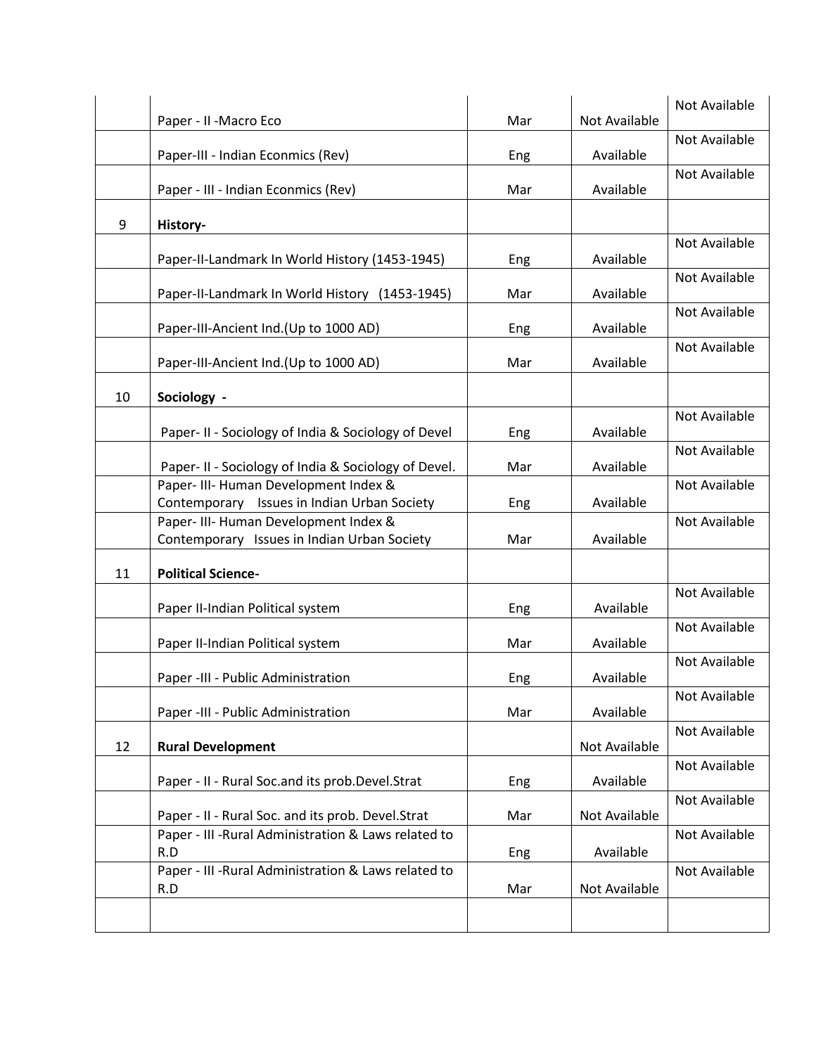| | | | | |
|---|---|---|---|---|
| | Paper - II -Macro Eco | Mar | Not Available | Not Available |
| | Paper-III - Indian Econmics (Rev) | Eng | Available | Not Available |
| | Paper - III - Indian Econmics (Rev) | Mar | Available | Not Available |
| 9 | **History-** | | | |
| | Paper-II-Landmark In World History (1453-1945) | Eng | Available | Not Available |
| | Paper-II-Landmark In World History (1453-1945) | Mar | Available | Not Available |
| | Paper-III-Ancient Ind.(Up to 1000 AD) | Eng | Available | Not Available |
| | Paper-III-Ancient Ind.(Up to 1000 AD) | Mar | Available | Not Available |
| 10 | **Sociology -** | | | |
| | Paper- II - Sociology of India & Sociology of Devel | Eng | Available | Not Available |
| | Paper- II - Sociology of India & Sociology of Devel. | Mar | Available | Not Available |
| | Paper- III- Human Development Index & Contemporary Issues in Indian Urban Society | Eng | Available | Not Available |
| | Paper- III- Human Development Index & Contemporary Issues in Indian Urban Society | Mar | Available | Not Available |
| 11 | **Political Science-** | | | |
| | Paper II-Indian Political system | Eng | Available | Not Available |
| | Paper II-Indian Political system | Mar | Available | Not Available |
| | Paper -III - Public Administration | Eng | Available | Not Available |
| | Paper -III - Public Administration | Mar | Available | Not Available |
| 12 | **Rural Development** | | Not Available | Not Available |
| | Paper - II - Rural Soc.and its prob.Devel.Strat | Eng | Available | Not Available |
| | Paper - II - Rural Soc. and its prob. Devel.Strat | Mar | Not Available | Not Available |
| | Paper - III -Rural Administration & Laws related to R.D | Eng | Available | Not Available |
| | Paper - III -Rural Administration & Laws related to R.D | Mar | Not Available | Not Available |
| | | | | |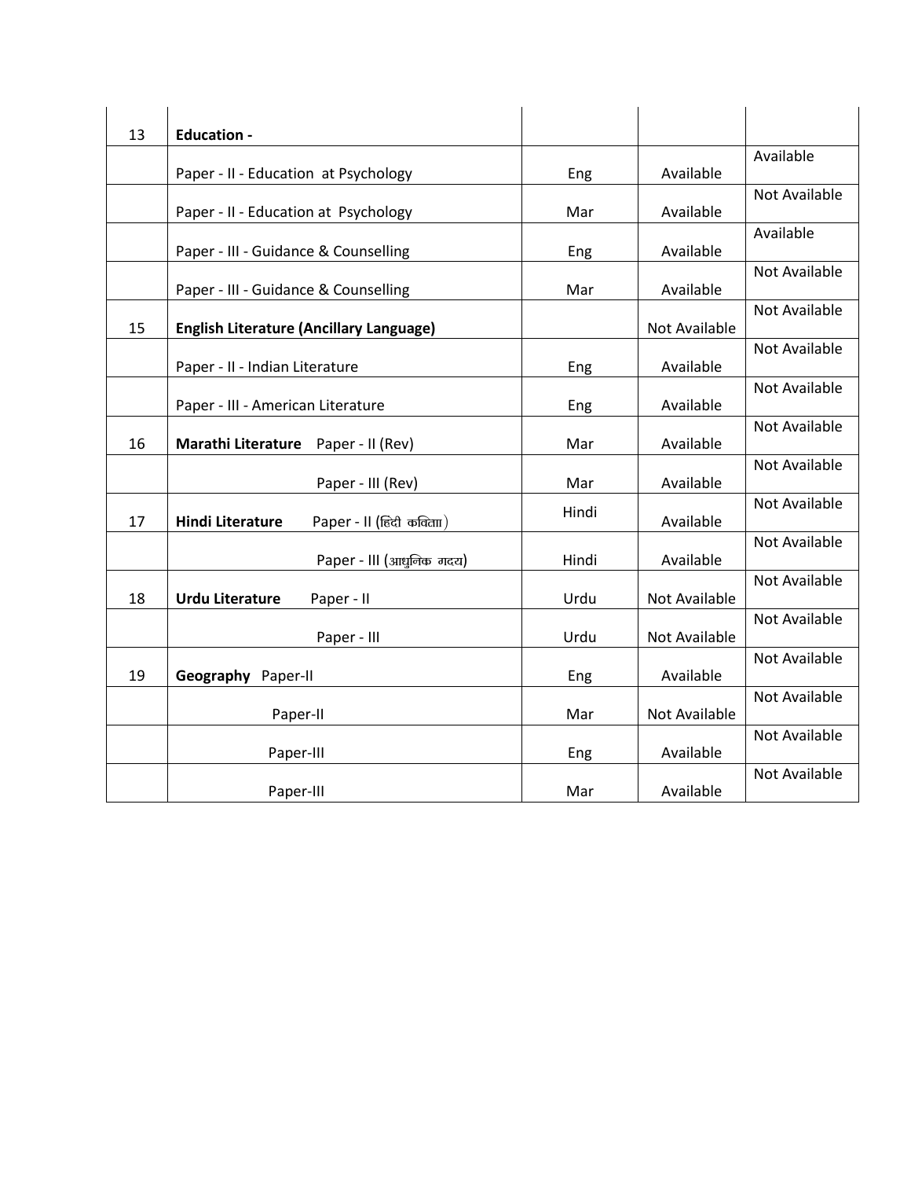| 13 | **Education -** | | | |
|---|---|---|---|---|
| | Paper - II - Education at Psychology | Eng | Available | Available |
| | Paper - II - Education at Psychology | Mar | Available | Not Available |
| | Paper - III - Guidance & Counselling | Eng | Available | Available |
| | Paper - III - Guidance & Counselling | Mar | Available | Not Available |
| 15 | **English Literature (Ancillary Language)** | | Not Available | Not Available |
| | Paper - II - Indian Literature | Eng | Available | Not Available |
| | Paper - III - American Literature | Eng | Available | Not Available |
| 16 | **Marathi Literature** Paper - II (Rev) | Mar | Available | Not Available |
| | Paper - III (Rev) | Mar | Available | Not Available |
| 17 | **Hindi Literature** Paper - II (हिंदी कविता) | Hindi | Available | Not Available |
| | Paper - III (आधुनिक गदय) | Hindi | Available | Not Available |
| 18 | **Urdu Literature** Paper - II | Urdu | Not Available | Not Available |
| | Paper - III | Urdu | Not Available | Not Available |
| 19 | **Geography** Paper-II | Eng | Available | Not Available |
| | Paper-II | Mar | Not Available | Not Available |
| | Paper-III | Eng | Available | Not Available |
| | Paper-III | Mar | Available | Not Available |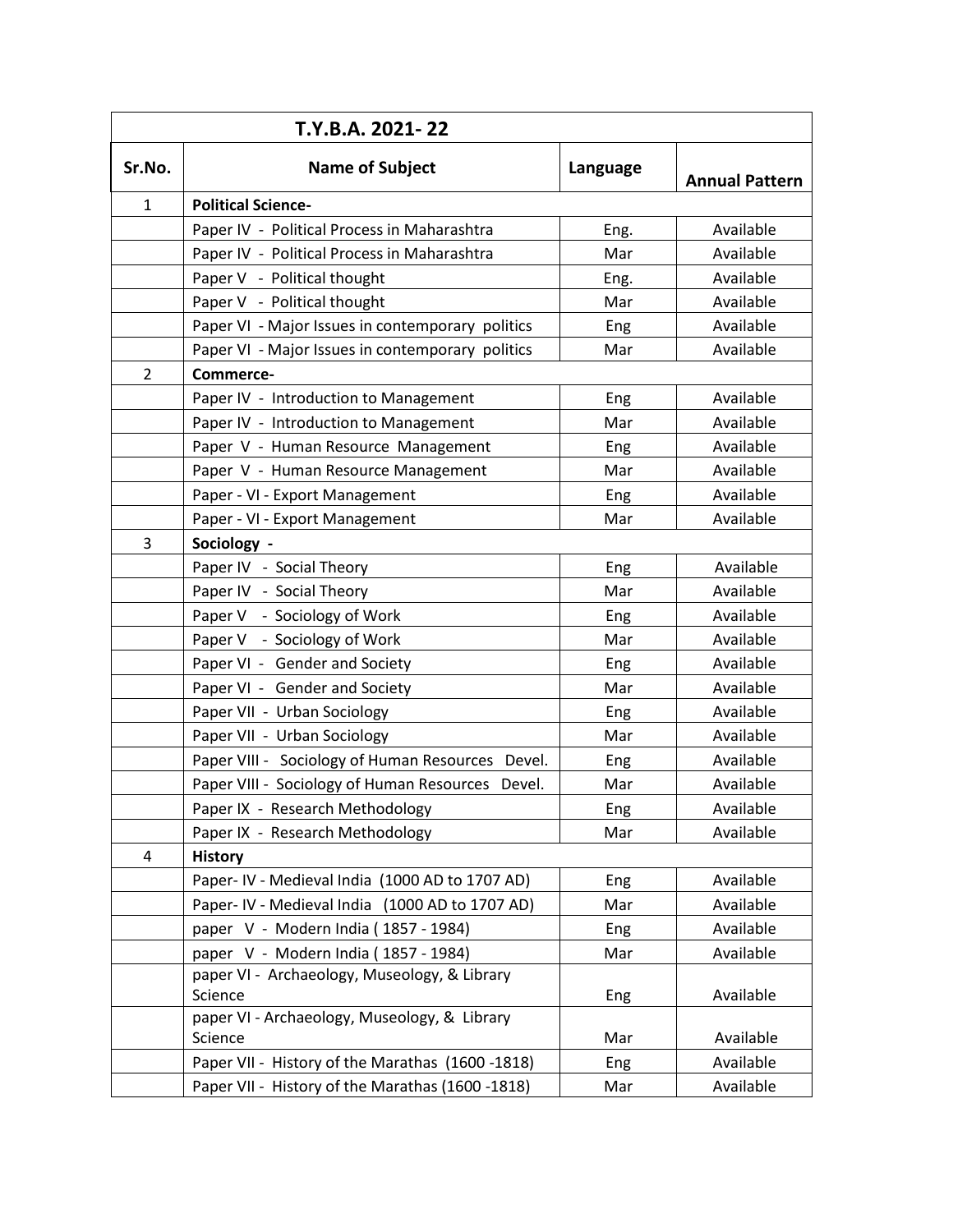| T.Y.B.A. 2021- 22 | | | |
|---|---|---|---|
| **Sr.No.** | **Name of Subject** | **Language** | **Annual Pattern** |
| 1 | **Political Science-** | | |
| | Paper IV - Political Process in Maharashtra | Eng. | Available |
| | Paper IV - Political Process in Maharashtra | Mar | Available |
| | Paper V - Political thought | Eng. | Available |
| | Paper V - Political thought | Mar | Available |
| | Paper VI - Major Issues in contemporary politics | Eng | Available |
| | Paper VI - Major Issues in contemporary politics | Mar | Available |
| 2 | **Commerce-** | | |
| | Paper IV - Introduction to Management | Eng | Available |
| | Paper IV - Introduction to Management | Mar | Available |
| | Paper V - Human Resource Management | Eng | Available |
| | Paper V - Human Resource Management | Mar | Available |
| | Paper - VI - Export Management | Eng | Available |
| | Paper - VI - Export Management | Mar | Available |
| 3 | **Sociology -** | | |
| | Paper IV - Social Theory | Eng | Available |
| | Paper IV - Social Theory | Mar | Available |
| | Paper V - Sociology of Work | Eng | Available |
| | Paper V - Sociology of Work | Mar | Available |
| | Paper VI - Gender and Society | Eng | Available |
| | Paper VI - Gender and Society | Mar | Available |
| | Paper VII - Urban Sociology | Eng | Available |
| | Paper VII - Urban Sociology | Mar | Available |
| | Paper VIII - Sociology of Human Resources Devel. | Eng | Available |
| | Paper VIII - Sociology of Human Resources Devel. | Mar | Available |
| | Paper IX - Research Methodology | Eng | Available |
| | Paper IX - Research Methodology | Mar | Available |
| 4 | **History** | | |
| | Paper- IV - Medieval India (1000 AD to 1707 AD) | Eng | Available |
| | Paper- IV - Medieval India (1000 AD to 1707 AD) | Mar | Available |
| | paper V - Modern India ( 1857 - 1984) | Eng | Available |
| | paper V - Modern India ( 1857 - 1984) | Mar | Available |
| | paper VI - Archaeology, Museology, & Library Science | Eng | Available |
| | paper VI - Archaeology, Museology, & Library Science | Mar | Available |
| | Paper VII - History of the Marathas (1600 -1818) | Eng | Available |
| | Paper VII - History of the Marathas (1600 -1818) | Mar | Available |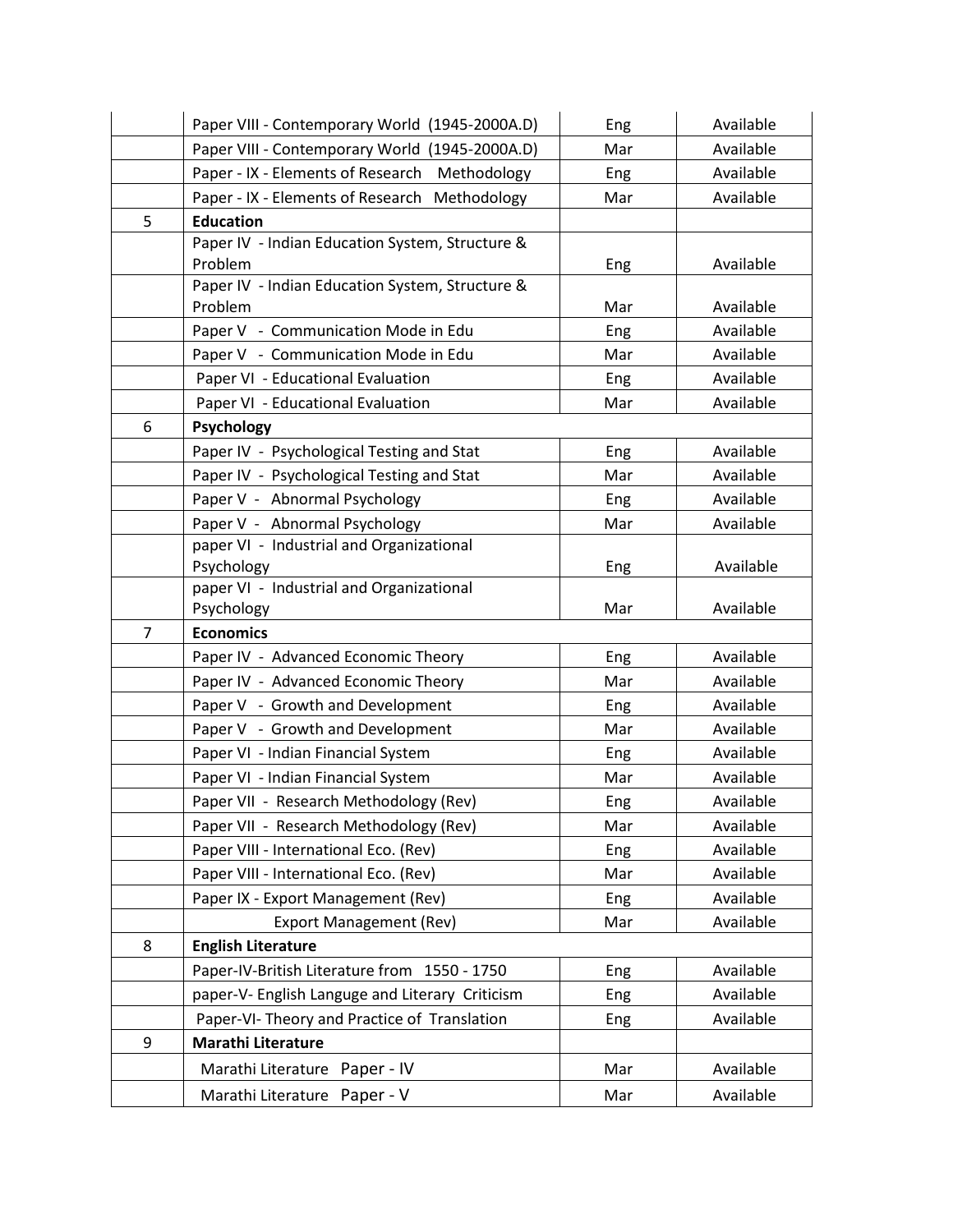| | | | |
|---|---|---|---|
| | Paper VIII - Contemporary World (1945-2000A.D) | Eng | Available |
| | Paper VIII - Contemporary World (1945-2000A.D) | Mar | Available |
| | Paper - IX - Elements of Research Methodology | Eng | Available |
| | Paper - IX - Elements of Research Methodology | Mar | Available |
| 5 | **Education** | | |
| | Paper IV - Indian Education System, Structure & Problem | Eng | Available |
| | Paper IV - Indian Education System, Structure & Problem | Mar | Available |
| | Paper V - Communication Mode in Edu | Eng | Available |
| | Paper V - Communication Mode in Edu | Mar | Available |
| | Paper VI - Educational Evaluation | Eng | Available |
| | Paper VI - Educational Evaluation | Mar | Available |
| 6 | **Psychology** | | |
| | Paper IV - Psychological Testing and Stat | Eng | Available |
| | Paper IV - Psychological Testing and Stat | Mar | Available |
| | Paper V - Abnormal Psychology | Eng | Available |
| | Paper V - Abnormal Psychology | Mar | Available |
| | paper VI - Industrial and Organizational Psychology | Eng | Available |
| | paper VI - Industrial and Organizational Psychology | Mar | Available |
| 7 | **Economics** | | |
| | Paper IV - Advanced Economic Theory | Eng | Available |
| | Paper IV - Advanced Economic Theory | Mar | Available |
| | Paper V - Growth and Development | Eng | Available |
| | Paper V - Growth and Development | Mar | Available |
| | Paper VI - Indian Financial System | Eng | Available |
| | Paper VI - Indian Financial System | Mar | Available |
| | Paper VII - Research Methodology (Rev) | Eng | Available |
| | Paper VII - Research Methodology (Rev) | Mar | Available |
| | Paper VIII - International Eco. (Rev) | Eng | Available |
| | Paper VIII - International Eco. (Rev) | Mar | Available |
| | Paper IX - Export Management (Rev) | Eng | Available |
| | Export Management (Rev) | Mar | Available |
| 8 | **English Literature** | | |
| | Paper-IV-British Literature from 1550 - 1750 | Eng | Available |
| | paper-V- English Languge and Literary Criticism | Eng | Available |
| | Paper-VI- Theory and Practice of Translation | Eng | Available |
| 9 | **Marathi Literature** | | |
| | Marathi Literature Paper - IV | Mar | Available |
| | Marathi Literature Paper - V | Mar | Available |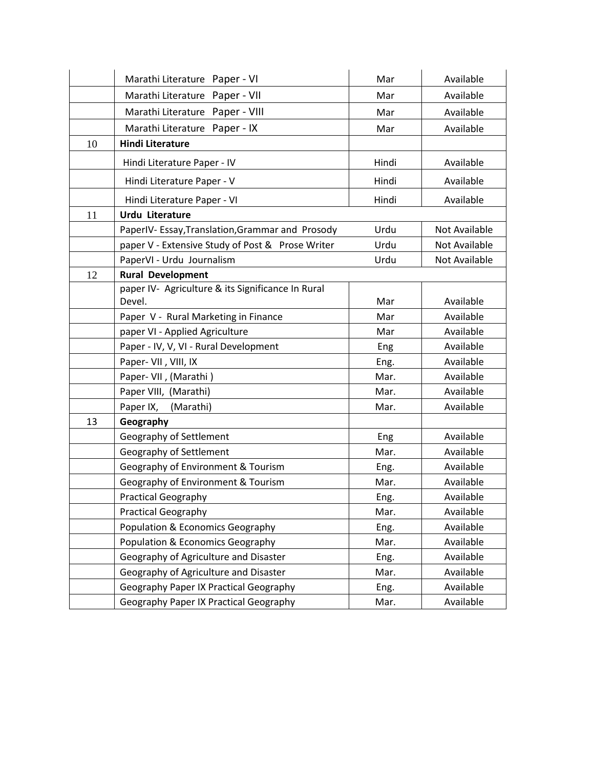| | | | |
|---|---|---|---|
| | Marathi Literature Paper - VI | Mar | Available |
| | Marathi Literature Paper - VII | Mar | Available |
| | Marathi Literature Paper - VIII | Mar | Available |
| | Marathi Literature Paper - IX | Mar | Available |
| 10 | **Hindi Literature** | | |
| | Hindi Literature Paper - IV | Hindi | Available |
| | Hindi Literature Paper - V | Hindi | Available |
| | Hindi Literature Paper - VI | Hindi | Available |
| 11 | **Urdu Literature** | | |
| | PaperIV- Essay,Translation,Grammar and Prosody | Urdu | Not Available |
| | paper V - Extensive Study of Post & Prose Writer | Urdu | Not Available |
| | PaperVI - Urdu Journalism | Urdu | Not Available |
| 12 | **Rural Development** | | |
| | paper IV- Agriculture & its Significance In Rural Devel. | Mar | Available |
| | Paper V - Rural Marketing in Finance | Mar | Available |
| | paper VI - Applied Agriculture | Mar | Available |
| | Paper - IV, V, VI - Rural Development | Eng | Available |
| | Paper- VII , VIII, IX | Eng. | Available |
| | Paper- VII , (Marathi ) | Mar. | Available |
| | Paper VIII, (Marathi) | Mar. | Available |
| | Paper IX, (Marathi) | Mar. | Available |
| 13 | **Geography** | | |
| | Geography of Settlement | Eng | Available |
| | Geography of Settlement | Mar. | Available |
| | Geography of Environment & Tourism | Eng. | Available |
| | Geography of Environment & Tourism | Mar. | Available |
| | Practical Geography | Eng. | Available |
| | Practical Geography | Mar. | Available |
| | Population & Economics Geography | Eng. | Available |
| | Population & Economics Geography | Mar. | Available |
| | Geography of Agriculture and Disaster | Eng. | Available |
| | Geography of Agriculture and Disaster | Mar. | Available |
| | Geography Paper IX Practical Geography | Eng. | Available |
| | Geography Paper IX Practical Geography | Mar. | Available |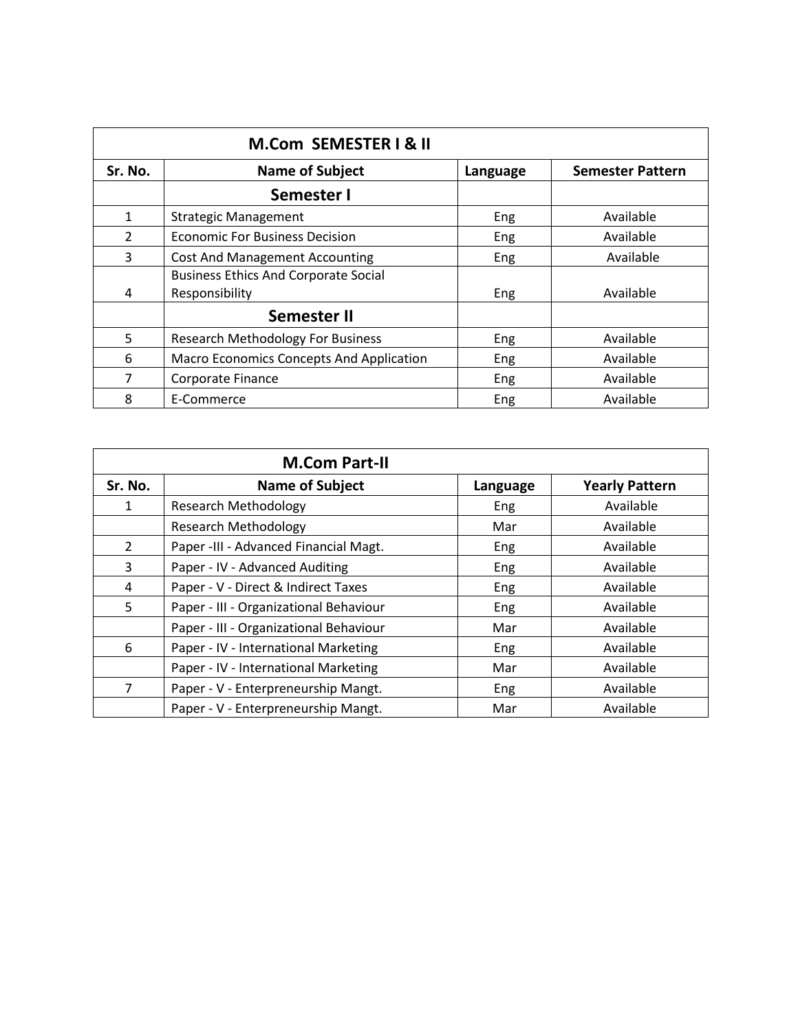| M.Com SEMESTER I & II | | | |
|---|---|---|---|
| **Sr. No.** | **Name of Subject** | **Language** | **Semester Pattern** |
| | **Semester I** | | |
| 1 | Strategic Management | Eng | Available |
| 2 | Economic For Business Decision | Eng | Available |
| 3 | Cost And Management Accounting | Eng | Available |
| 4 | Business Ethics And Corporate Social Responsibility | Eng | Available |
| | **Semester II** | | |
| 5 | Research Methodology For Business | Eng | Available |
| 6 | Macro Economics Concepts And Application | Eng | Available |
| 7 | Corporate Finance | Eng | Available |
| 8 | E-Commerce | Eng | Available |

| M.Com Part-II | | | |
|---|---|---|---|
| **Sr. No.** | **Name of Subject** | **Language** | **Yearly Pattern** |
| 1 | Research Methodology | Eng | Available |
| | Research Methodology | Mar | Available |
| 2 | Paper -III - Advanced Financial Magt. | Eng | Available |
| 3 | Paper - IV - Advanced Auditing | Eng | Available |
| 4 | Paper - V - Direct & Indirect Taxes | Eng | Available |
| 5 | Paper - III - Organizational Behaviour | Eng | Available |
| | Paper - III - Organizational Behaviour | Mar | Available |
| 6 | Paper - IV - International Marketing | Eng | Available |
| | Paper - IV - International Marketing | Mar | Available |
| 7 | Paper - V - Enterpreneurship Mangt. | Eng | Available |
| | Paper - V - Enterpreneurship Mangt. | Mar | Available |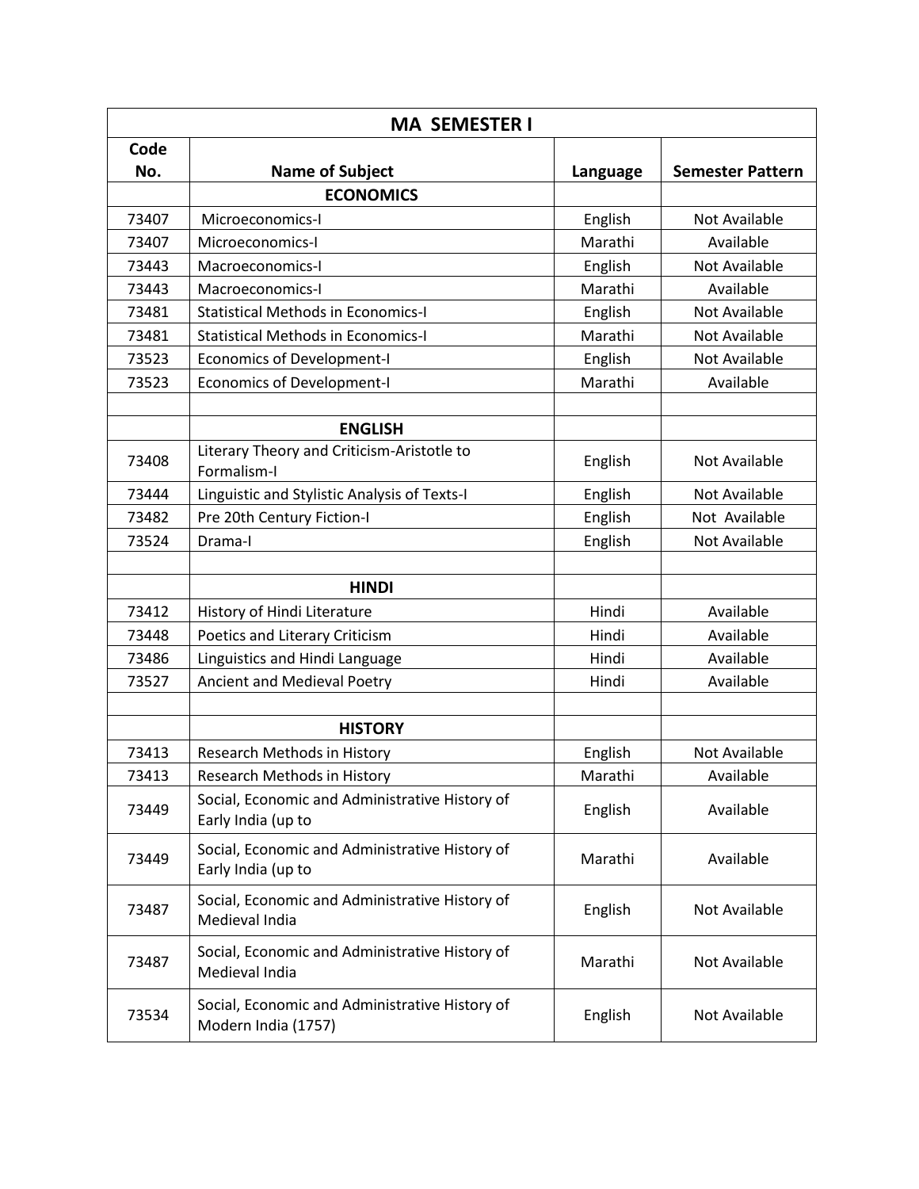| MA SEMESTER I | | | |
|---|---|---|---|
| **Code No.** | **Name of Subject** | **Language** | **Semester Pattern** |
| | **ECONOMICS** | | |
| 73407 | Microeconomics-I | English | Not Available |
| 73407 | Microeconomics-I | Marathi | Available |
| 73443 | Macroeconomics-I | English | Not Available |
| 73443 | Macroeconomics-I | Marathi | Available |
| 73481 | Statistical Methods in Economics-I | English | Not Available |
| 73481 | Statistical Methods in Economics-I | Marathi | Not Available |
| 73523 | Economics of Development-I | English | Not Available |
| 73523 | Economics of Development-I | Marathi | Available |
| | | | |
| | **ENGLISH** | | |
| 73408 | Literary Theory and Criticism-Aristotle to Formalism-I | English | Not Available |
| 73444 | Linguistic and Stylistic Analysis of Texts-I | English | Not Available |
| 73482 | Pre 20th Century Fiction-I | English | Not Available |
| 73524 | Drama-I | English | Not Available |
| | | | |
| | **HINDI** | | |
| 73412 | History of Hindi Literature | Hindi | Available |
| 73448 | Poetics and Literary Criticism | Hindi | Available |
| 73486 | Linguistics and Hindi Language | Hindi | Available |
| 73527 | Ancient and Medieval Poetry | Hindi | Available |
| | | | |
| | **HISTORY** | | |
| 73413 | Research Methods in History | English | Not Available |
| 73413 | Research Methods in History | Marathi | Available |
| 73449 | Social, Economic and Administrative History of Early India (up to | English | Available |
| 73449 | Social, Economic and Administrative History of Early India (up to | Marathi | Available |
| 73487 | Social, Economic and Administrative History of Medieval India | English | Not Available |
| 73487 | Social, Economic and Administrative History of Medieval India | Marathi | Not Available |
| 73534 | Social, Economic and Administrative History of Modern India (1757) | English | Not Available |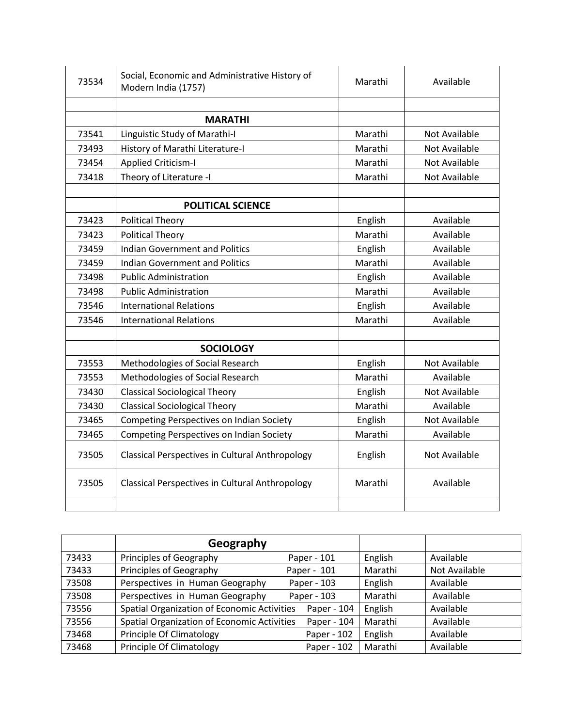| | | | |
|---|---|---|---|
| 73534 | Social, Economic and Administrative History of Modern India (1757) | Marathi | Available |
| | | | |
| | **MARATHI** | | |
| 73541 | Linguistic Study of Marathi-I | Marathi | Not Available |
| 73493 | History of Marathi Literature-I | Marathi | Not Available |
| 73454 | Applied Criticism-I | Marathi | Not Available |
| 73418 | Theory of Literature -I | Marathi | Not Available |
| | | | |
| | **POLITICAL SCIENCE** | | |
| 73423 | Political Theory | English | Available |
| 73423 | Political Theory | Marathi | Available |
| 73459 | Indian Government and Politics | English | Available |
| 73459 | Indian Government and Politics | Marathi | Available |
| 73498 | Public Administration | English | Available |
| 73498 | Public Administration | Marathi | Available |
| 73546 | International Relations | English | Available |
| 73546 | International Relations | Marathi | Available |
| | | | |
| | **SOCIOLOGY** | | |
| 73553 | Methodologies of Social Research | English | Not Available |
| 73553 | Methodologies of Social Research | Marathi | Available |
| 73430 | Classical Sociological Theory | English | Not Available |
| 73430 | Classical Sociological Theory | Marathi | Available |
| 73465 | Competing Perspectives on Indian Society | English | Not Available |
| 73465 | Competing Perspectives on Indian Society | Marathi | Available |
| 73505 | Classical Perspectives in Cultural Anthropology | English | Not Available |
| 73505 | Classical Perspectives in Cultural Anthropology | Marathi | Available |
| | | | |

| | **Geography** | | |
|---|---|---|---|
| 73433 | Principles of Geography Paper - 101 | English | Available |
| 73433 | Principles of Geography Paper - 101 | Marathi | Not Available |
| 73508 | Perspectives in Human Geography Paper - 103 | English | Available |
| 73508 | Perspectives in Human Geography Paper - 103 | Marathi | Available |
| 73556 | Spatial Organization of Economic Activities Paper - 104 | English | Available |
| 73556 | Spatial Organization of Economic Activities Paper - 104 | Marathi | Available |
| 73468 | Principle Of Climatology Paper - 102 | English | Available |
| 73468 | Principle Of Climatology Paper - 102 | Marathi | Available |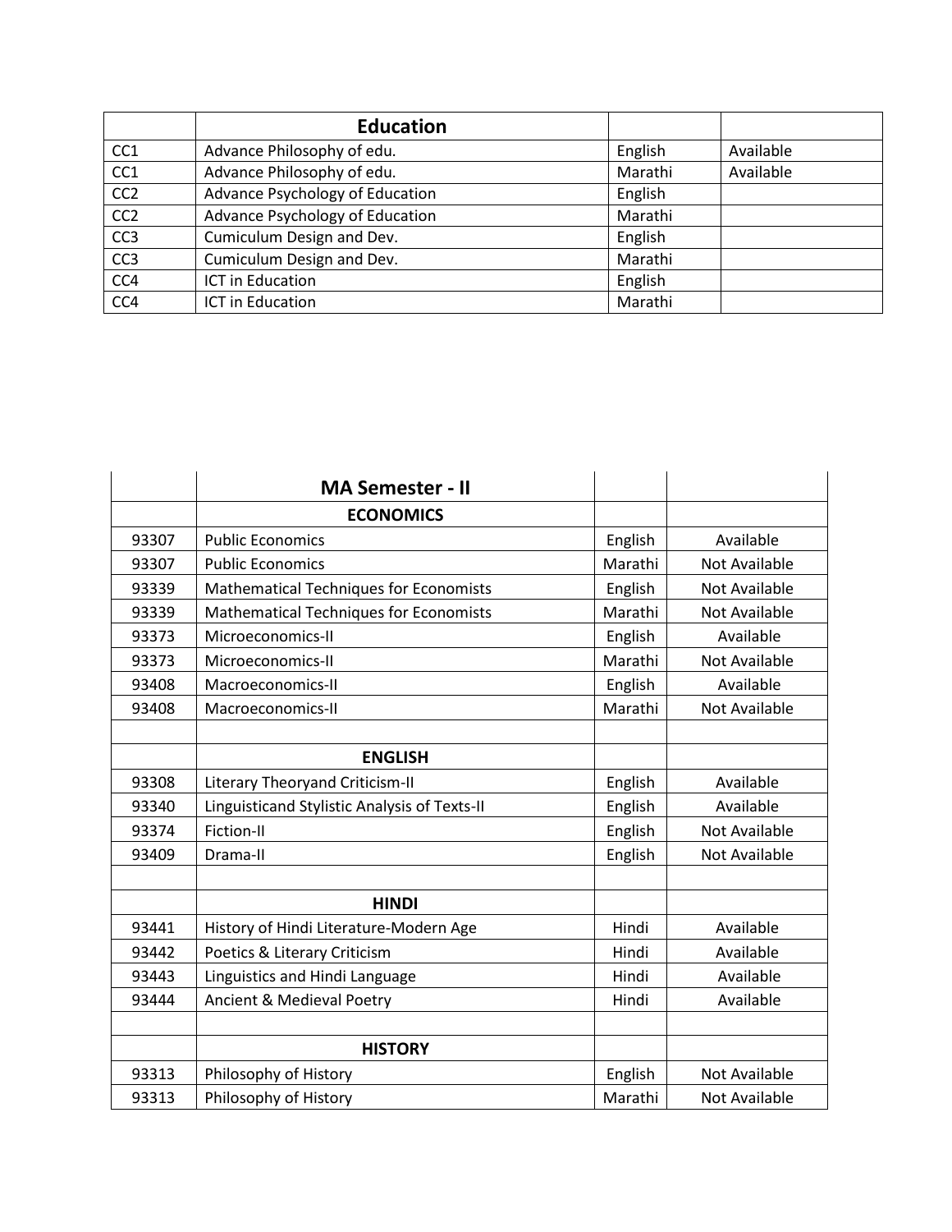| | Education | | |
|---|---|---|---|
| CC1 | Advance Philosophy of edu. | English | Available |
| CC1 | Advance Philosophy of edu. | Marathi | Available |
| CC2 | Advance Psychology of Education | English | |
| CC2 | Advance Psychology of Education | Marathi | |
| CC3 | Cumiculum Design and Dev. | English | |
| CC3 | Cumiculum Design and Dev. | Marathi | |
| CC4 | ICT in Education | English | |
| CC4 | ICT in Education | Marathi | |

| | MA Semester - II | | |
|---|---|---|---|
| | **ECONOMICS** | | |
| 93307 | Public Economics | English | Available |
| 93307 | Public Economics | Marathi | Not Available |
| 93339 | Mathematical Techniques for Economists | English | Not Available |
| 93339 | Mathematical Techniques for Economists | Marathi | Not Available |
| 93373 | Microeconomics-II | English | Available |
| 93373 | Microeconomics-II | Marathi | Not Available |
| 93408 | Macroeconomics-II | English | Available |
| 93408 | Macroeconomics-II | Marathi | Not Available |
| | | | |
| | **ENGLISH** | | |
| 93308 | Literary Theoryand Criticism-II | English | Available |
| 93340 | Linguisticand Stylistic Analysis of Texts-II | English | Available |
| 93374 | Fiction-II | English | Not Available |
| 93409 | Drama-II | English | Not Available |
| | | | |
| | **HINDI** | | |
| 93441 | History of Hindi Literature-Modern Age | Hindi | Available |
| 93442 | Poetics & Literary Criticism | Hindi | Available |
| 93443 | Linguistics and Hindi Language | Hindi | Available |
| 93444 | Ancient & Medieval Poetry | Hindi | Available |
| | | | |
| | **HISTORY** | | |
| 93313 | Philosophy of History | English | Not Available |
| 93313 | Philosophy of History | Marathi | Not Available |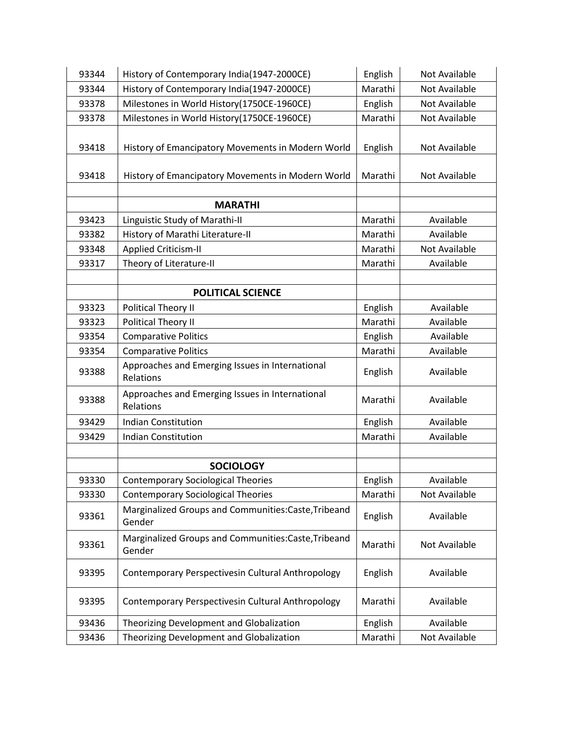| | | | |
|---|---|---|---|
| 93344 | History of Contemporary India(1947-2000CE) | English | Not Available |
| 93344 | History of Contemporary India(1947-2000CE) | Marathi | Not Available |
| 93378 | Milestones in World History(1750CE-1960CE) | English | Not Available |
| 93378 | Milestones in World History(1750CE-1960CE) | Marathi | Not Available |
| 93418 | History of Emancipatory Movements in Modern World | English | Not Available |
| 93418 | History of Emancipatory Movements in Modern World | Marathi | Not Available |
| | | | |
| | **MARATHI** | | |
| 93423 | Linguistic Study of Marathi-II | Marathi | Available |
| 93382 | History of Marathi Literature-II | Marathi | Available |
| 93348 | Applied Criticism-II | Marathi | Not Available |
| 93317 | Theory of Literature-II | Marathi | Available |
| | | | |
| | **POLITICAL SCIENCE** | | |
| 93323 | Political Theory II | English | Available |
| 93323 | Political Theory II | Marathi | Available |
| 93354 | Comparative Politics | English | Available |
| 93354 | Comparative Politics | Marathi | Available |
| 93388 | Approaches and Emerging Issues in International Relations | English | Available |
| 93388 | Approaches and Emerging Issues in International Relations | Marathi | Available |
| 93429 | Indian Constitution | English | Available |
| 93429 | Indian Constitution | Marathi | Available |
| | | | |
| | **SOCIOLOGY** | | |
| 93330 | Contemporary Sociological Theories | English | Available |
| 93330 | Contemporary Sociological Theories | Marathi | Not Available |
| 93361 | Marginalized Groups and Communities:Caste,Tribeand Gender | English | Available |
| 93361 | Marginalized Groups and Communities:Caste,Tribeand Gender | Marathi | Not Available |
| 93395 | Contemporary Perspectivesin Cultural Anthropology | English | Available |
| 93395 | Contemporary Perspectivesin Cultural Anthropology | Marathi | Available |
| 93436 | Theorizing Development and Globalization | English | Available |
| 93436 | Theorizing Development and Globalization | Marathi | Not Available |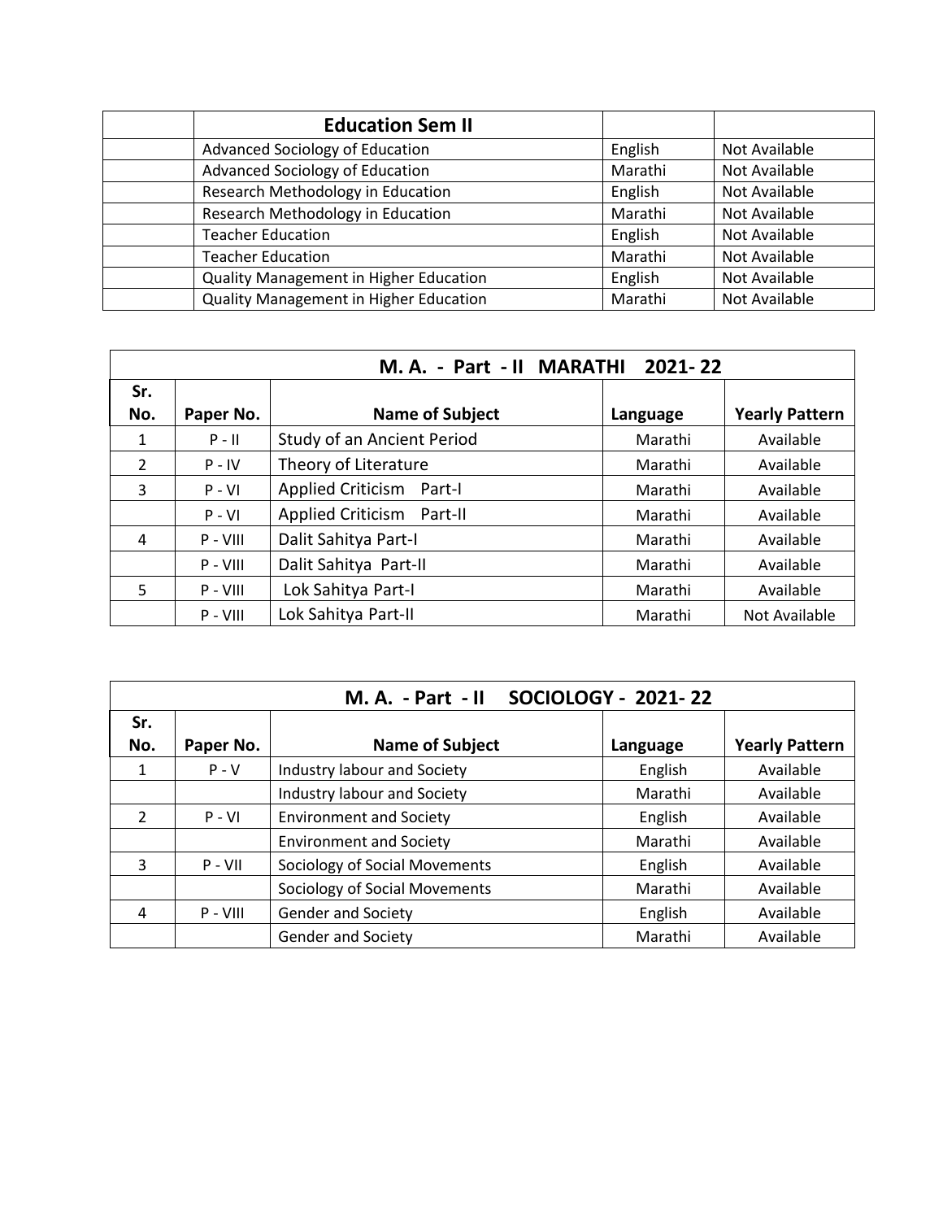| | Education Sem II | | |
|---|---|---|---|
| | Advanced Sociology of Education | English | Not Available |
| | Advanced Sociology of Education | Marathi | Not Available |
| | Research Methodology in Education | English | Not Available |
| | Research Methodology in Education | Marathi | Not Available |
| | Teacher Education | English | Not Available |
| | Teacher Education | Marathi | Not Available |
| | Quality Management in Higher Education | English | Not Available |
| | Quality Management in Higher Education | Marathi | Not Available |

| M. A. - Part - II MARATHI 2021- 22 | | | | |
|---|---|---|---|---|
| **Sr. No.** | **Paper No.** | **Name of Subject** | **Language** | **Yearly Pattern** |
| 1 | P - II | Study of an Ancient Period | Marathi | Available |
| 2 | P - IV | Theory of Literature | Marathi | Available |
| 3 | P - VI | Applied Criticism Part-I | Marathi | Available |
| | P - VI | Applied Criticism Part-II | Marathi | Available |
| 4 | P - VIII | Dalit Sahitya Part-I | Marathi | Available |
| | P - VIII | Dalit Sahitya Part-II | Marathi | Available |
| 5 | P - VIII | Lok Sahitya Part-I | Marathi | Available |
| | P - VIII | Lok Sahitya Part-II | Marathi | Not Available |

| M. A. - Part - II SOCIOLOGY - 2021- 22 | | | | |
|---|---|---|---|---|
| **Sr. No.** | **Paper No.** | **Name of Subject** | **Language** | **Yearly Pattern** |
| 1 | P - V | Industry labour and Society | English | Available |
| | | Industry labour and Society | Marathi | Available |
| 2 | P - VI | Environment and Society | English | Available |
| | | Environment and Society | Marathi | Available |
| 3 | P - VII | Sociology of Social Movements | English | Available |
| | | Sociology of Social Movements | Marathi | Available |
| 4 | P - VIII | Gender and Society | English | Available |
| | | Gender and Society | Marathi | Available |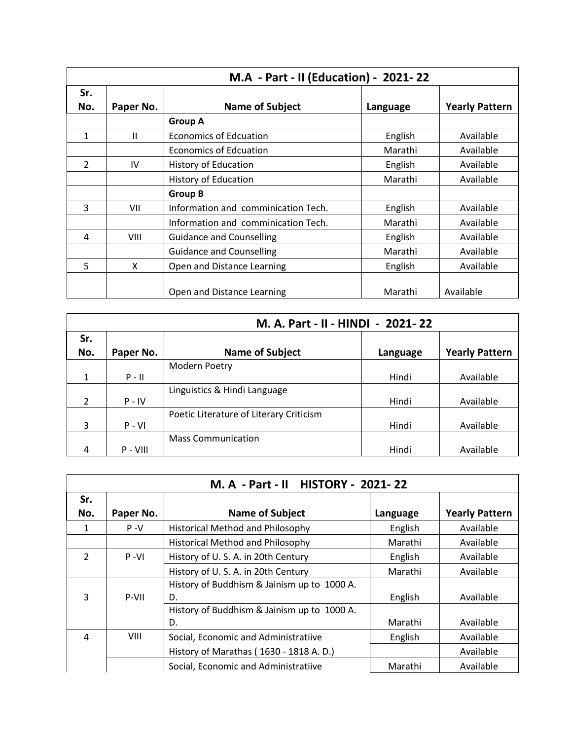| M.A - Part - II (Education) - 2021- 22 | | | | |
|---|---|---|---|---|
| **Sr. No.** | **Paper No.** | **Name of Subject** | **Language** | **Yearly Pattern** |
| | | **Group A** | | |
| 1 | II | Economics of Edcuation | English | Available |
| | | Economics of Edcuation | Marathi | Available |
| 2 | IV | History of Education | English | Available |
| | | History of Education | Marathi | Available |
| | | **Group B** | | |
| 3 | VII | Information and comminication Tech. | English | Available |
| | | Information and comminication Tech. | Marathi | Available |
| 4 | VIII | Guidance and Counselling | English | Available |
| | | Guidance and Counselling | Marathi | Available |
| 5 | X | Open and Distance Learning | English | Available |
| | | Open and Distance Learning | Marathi | Available |

| M. A. Part - II - HINDI - 2021- 22 | | | | |
|---|---|---|---|---|
| **Sr. No.** | **Paper No.** | **Name of Subject** | **Language** | **Yearly Pattern** |
| 1 | P - II | Modern Poetry | Hindi | Available |
| 2 | P - IV | Linguistics & Hindi Language | Hindi | Available |
| 3 | P - VI | Poetic Literature of Literary Criticism | Hindi | Available |
| 4 | P - VIII | Mass Communication | Hindi | Available |

| M. A - Part - II HISTORY - 2021- 22 | | | | |
|---|---|---|---|---|
| **Sr. No.** | **Paper No.** | **Name of Subject** | **Language** | **Yearly Pattern** |
| 1 | P -V | Historical Method and Philosophy | English | Available |
| | | Historical Method and Philosophy | Marathi | Available |
| 2 | P -VI | History of U. S. A. in 20th Century | English | Available |
| | | History of U. S. A. in 20th Century | Marathi | Available |
| 3 | P-VII | History of Buddhism & Jainism up to 1000 A. D. | English | Available |
| | | History of Buddhism & Jainism up to 1000 A. D. | Marathi | Available |
| 4 | VIII | Social, Economic and Administratiive | English | Available |
| | | History of Marathas ( 1630 - 1818 A. D.) | | Available |
| | | Social, Economic and Administratiive | Marathi | Available |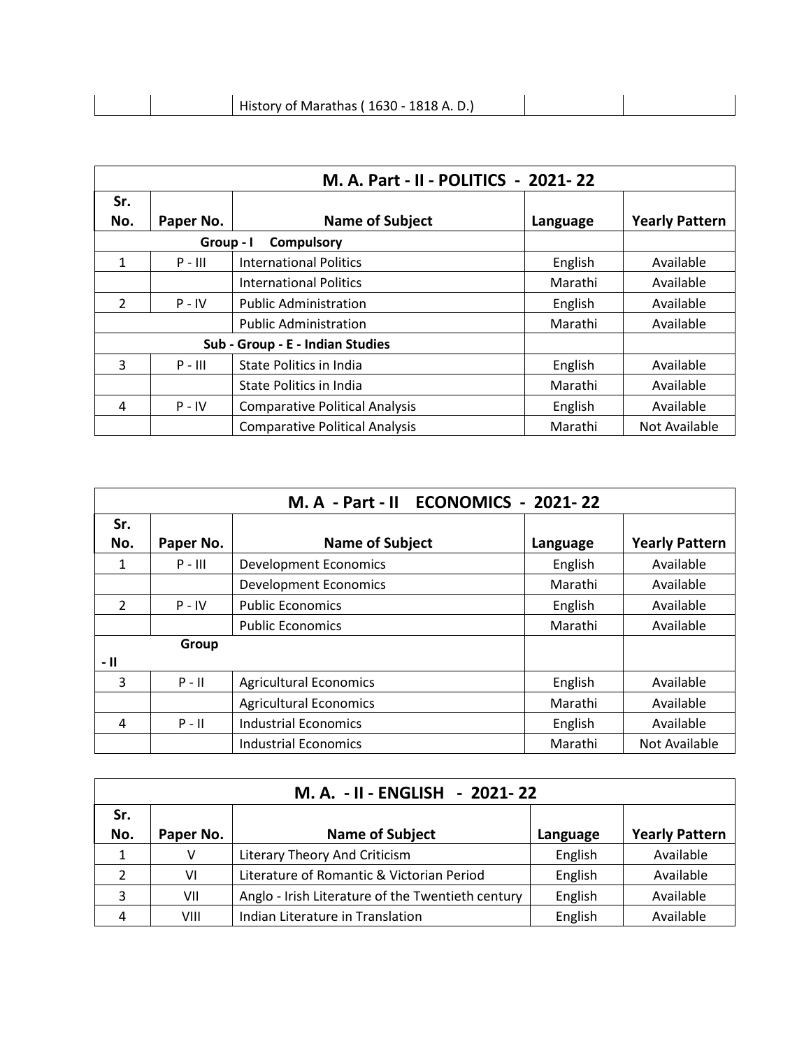| | | History of Marathas ( 1630 - 1818 A. D.) | | |
|---|---|---|---|---|

| M. A. Part - II - POLITICS - 2021- 22 | | | | |
|---|---|---|---|---|
| Sr. No. | Paper No. | Name of Subject | Language | Yearly Pattern |
| | | **Group - I Compulsory** | | |
| 1 | P - III | International Politics | English | Available |
| | | International Politics | Marathi | Available |
| 2 | P - IV | Public Administration | English | Available |
| | | Public Administration | Marathi | Available |
| | | **Sub - Group - E - Indian Studies** | | |
| 3 | P - III | State Politics in India | English | Available |
| | | State Politics in India | Marathi | Available |
| 4 | P - IV | Comparative Political Analysis | English | Available |
| | | Comparative Political Analysis | Marathi | Not Available |

| M. A - Part - II ECONOMICS - 2021- 22 | | | | |
|---|---|---|---|---|
| Sr. No. | Paper No. | Name of Subject | Language | Yearly Pattern |
| 1 | P - III | Development Economics | English | Available |
| | | Development Economics | Marathi | Available |
| 2 | P - IV | Public Economics | English | Available |
| | | Public Economics | Marathi | Available |
| **Group - II** | | | | |
| 3 | P - II | Agricultural Economics | English | Available |
| | | Agricultural Economics | Marathi | Available |
| 4 | P - II | Industrial Economics | English | Available |
| | | Industrial Economics | Marathi | Not Available |

| M. A. - II - ENGLISH - 2021- 22 | | | | |
|---|---|---|---|---|
| Sr. No. | Paper No. | Name of Subject | Language | Yearly Pattern |
| 1 | V | Literary Theory And Criticism | English | Available |
| 2 | VI | Literature of Romantic & Victorian Period | English | Available |
| 3 | VII | Anglo - Irish Literature of the Twentieth century | English | Available |
| 4 | VIII | Indian Literature in Translation | English | Available |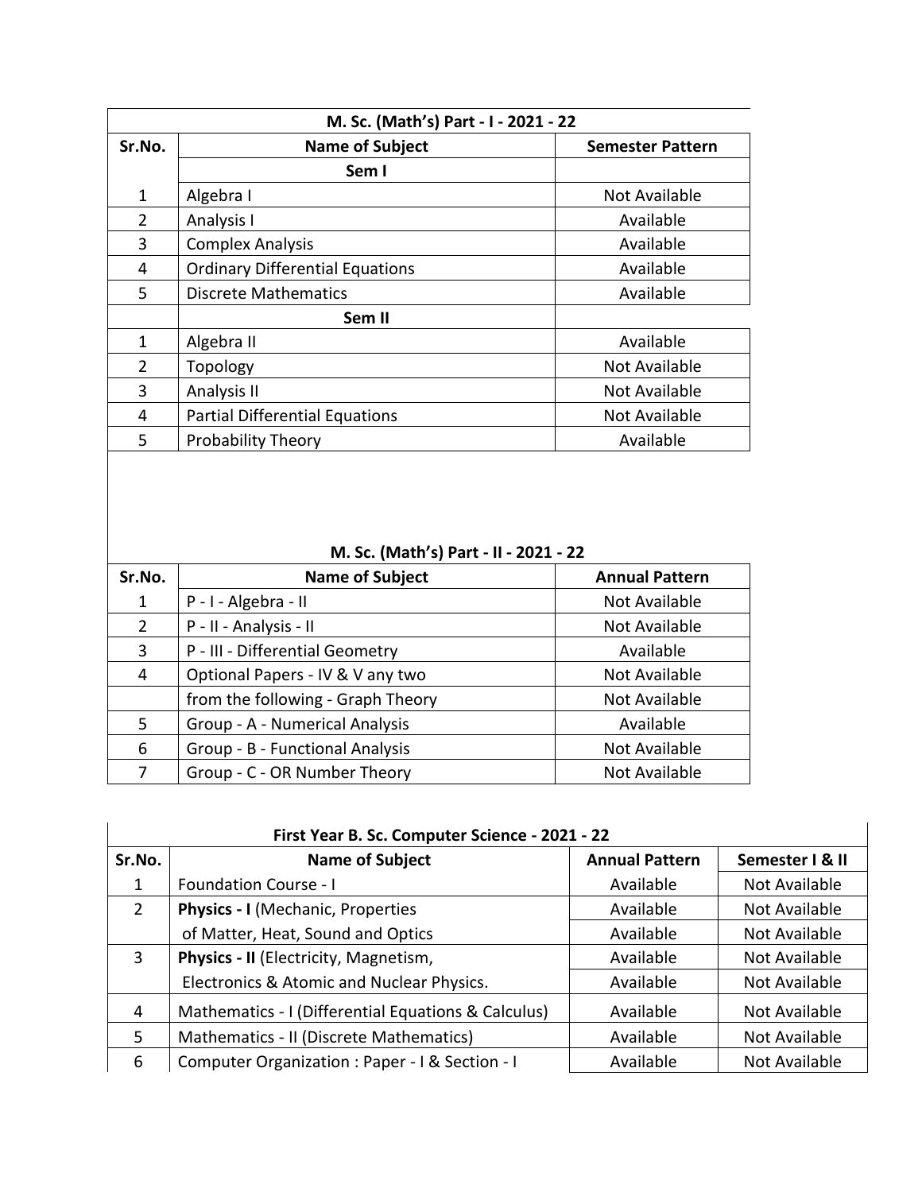| M. Sc. (Math's) Part - I - 2021 - 22 | | |
|---|---|---|
| **Sr.No.** | **Name of Subject** | **Semester Pattern** |
| | **Sem I** | |
| 1 | Algebra I | Not Available |
| 2 | Analysis I | Available |
| 3 | Complex Analysis | Available |
| 4 | Ordinary Differential Equations | Available |
| 5 | Discrete Mathematics | Available |
| | **Sem II** | |
| 1 | Algebra II | Available |
| 2 | Topology | Not Available |
| 3 | Analysis II | Not Available |
| 4 | Partial Differential Equations | Not Available |
| 5 | Probability Theory | Available |

| M. Sc. (Math's) Part - II - 2021 - 22 | | |
|---|---|---|
| **Sr.No.** | **Name of Subject** | **Annual Pattern** |
| 1 | P - I - Algebra - II | Not Available |
| 2 | P - II - Analysis - II | Not Available |
| 3 | P - III - Differential Geometry | Available |
| 4 | Optional Papers - IV & V any two | Not Available |
| | from the following - Graph Theory | Not Available |
| 5 | Group - A - Numerical Analysis | Available |
| 6 | Group - B - Functional Analysis | Not Available |
| 7 | Group - C - OR Number Theory | Not Available |

| First Year B. Sc. Computer Science - 2021 - 22 | | | |
|---|---|---|---|
| **Sr.No.** | **Name of Subject** | **Annual Pattern** | **Semester I & II** |
| 1 | Foundation Course - I | Available | Not Available |
| 2 | **Physics - I** (Mechanic, Properties | Available | Not Available |
| | of Matter, Heat, Sound and Optics | Available | Not Available |
| 3 | **Physics - II** (Electricity, Magnetism, | Available | Not Available |
| | Electronics & Atomic and Nuclear Physics. | Available | Not Available |
| 4 | Mathematics - I (Differential Equations & Calculus) | Available | Not Available |
| 5 | Mathematics - II (Discrete Mathematics) | Available | Not Available |
| 6 | Computer Organization : Paper - I & Section - I | Available | Not Available |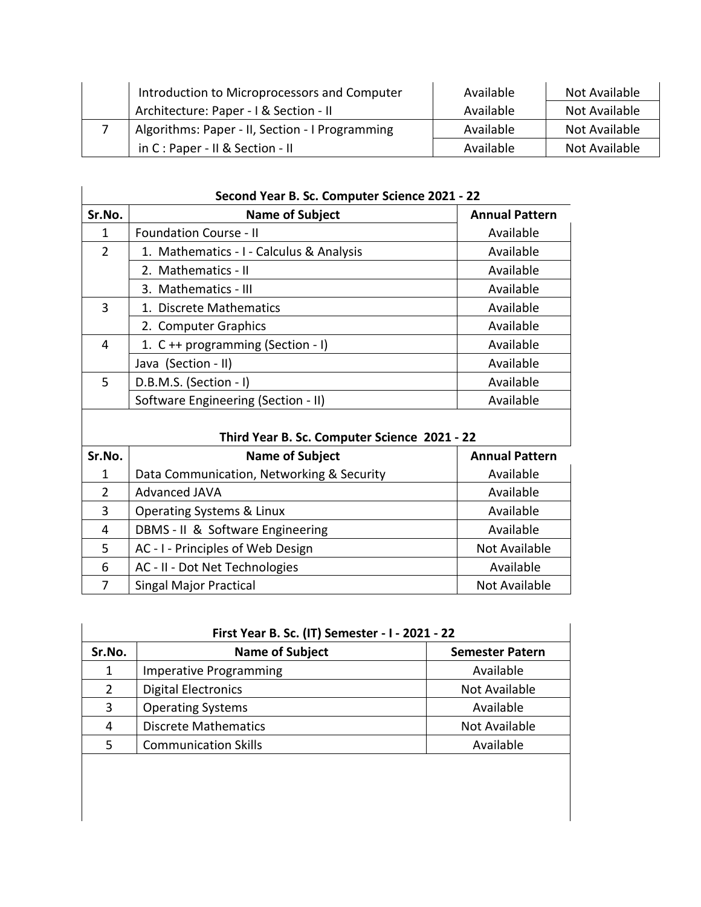|  | Introduction to Microprocessors and Computer | Available | Not Available |
| --- | --- | --- | --- |
|  | Architecture: Paper - I & Section - II | Available | Not Available |
| 7 | Algorithms: Paper - II, Section - I Programming | Available | Not Available |
|  | in C : Paper - II & Section - II | Available | Not Available |

**Second Year B. Sc. Computer Science 2021 - 22**

| Sr.No. | Name of Subject | Annual Pattern |
| --- | --- | --- |
| 1 | Foundation Course - II | Available |
| 2 | 1. Mathematics - I - Calculus & Analysis | Available |
|  | 2. Mathematics - II | Available |
|  | 3. Mathematics - III | Available |
| 3 | 1. Discrete Mathematics | Available |
|  | 2. Computer Graphics | Available |
| 4 | 1. C ++ programming (Section - I) | Available |
|  | Java (Section - II) | Available |
| 5 | D.B.M.S. (Section - I) | Available |
|  | Software Engineering (Section - II) | Available |

**Third Year B. Sc. Computer Science 2021 - 22**

| Sr.No. | Name of Subject | Annual Pattern |
| --- | --- | --- |
| 1 | Data Communication, Networking & Security | Available |
| 2 | Advanced JAVA | Available |
| 3 | Operating Systems & Linux | Available |
| 4 | DBMS - II & Software Engineering | Available |
| 5 | AC - I - Principles of Web Design | Not Available |
| 6 | AC - II - Dot Net Technologies | Available |
| 7 | Singal Major Practical | Not Available |

**First Year B. Sc. (IT) Semester - I - 2021 - 22**

| Sr.No. | Name of Subject | Semester Patern |
| --- | --- | --- |
| 1 | Imperative Programming | Available |
| 2 | Digital Electronics | Not Available |
| 3 | Operating Systems | Available |
| 4 | Discrete Mathematics | Not Available |
| 5 | Communication Skills | Available |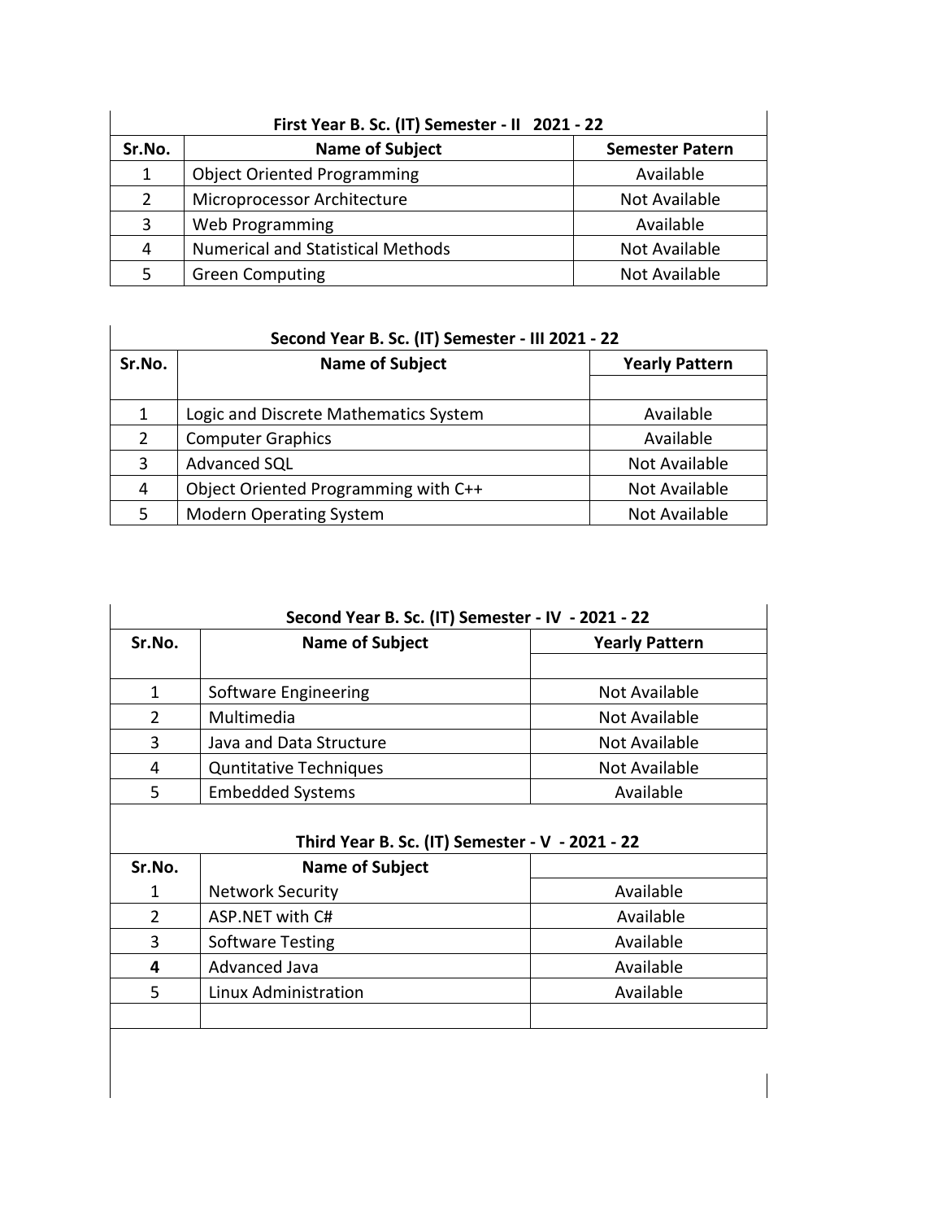| First Year B. Sc. (IT) Semester - II 2021 - 22 | | |
|---|---|---|
| **Sr.No.** | **Name of Subject** | **Semester Patern** |
| 1 | Object Oriented Programming | Available |
| 2 | Microprocessor Architecture | Not Available |
| 3 | Web Programming | Available |
| 4 | Numerical and Statistical Methods | Not Available |
| 5 | Green Computing | Not Available |

| Second Year B. Sc. (IT) Semester - III 2021 - 22 | | |
|---|---|---|
| **Sr.No.** | **Name of Subject** | **Yearly Pattern** |
| 1 | Logic and Discrete Mathematics System | Available |
| 2 | Computer Graphics | Available |
| 3 | Advanced SQL | Not Available |
| 4 | Object Oriented Programming with C++ | Not Available |
| 5 | Modern Operating System | Not Available |

| Second Year B. Sc. (IT) Semester - IV - 2021 - 22 | | |
|---|---|---|
| **Sr.No.** | **Name of Subject** | **Yearly Pattern** |
| 1 | Software Engineering | Not Available |
| 2 | Multimedia | Not Available |
| 3 | Java and Data Structure | Not Available |
| 4 | Quntitative Techniques | Not Available |
| 5 | Embedded Systems | Available |

| Third Year B. Sc. (IT) Semester - V - 2021 - 22 | | |
|---|---|---|
| **Sr.No.** | **Name of Subject** | |
| 1 | Network Security | Available |
| 2 | ASP.NET with C# | Available |
| 3 | Software Testing | Available |
| **4** | Advanced Java | Available |
| 5 | Linux Administration | Available |
| | | |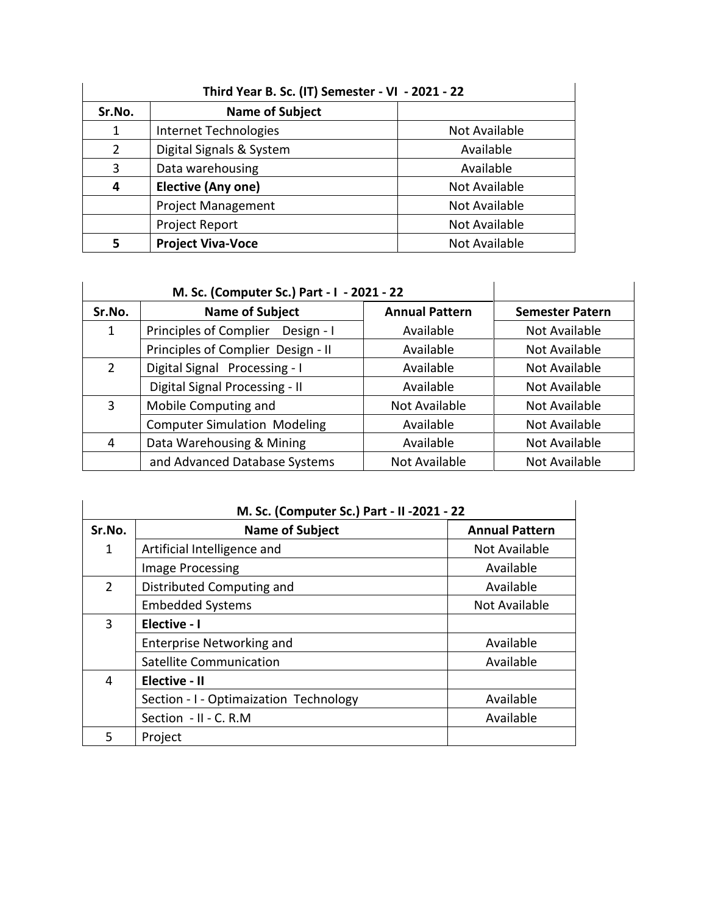| Third Year B. Sc. (IT) Semester - VI - 2021 - 22 | | |
|---|---|---|
| **Sr.No.** | **Name of Subject** | |
| 1 | Internet Technologies | Not Available |
| 2 | Digital Signals & System | Available |
| 3 | Data warehousing | Available |
| **4** | **Elective (Any one)** | Not Available |
| | Project Management | Not Available |
| | Project Report | Not Available |
| **5** | **Project Viva-Voce** | Not Available |

| M. Sc. (Computer Sc.) Part - I - 2021 - 22 | | | |
|---|---|---|---|
| **Sr.No.** | **Name of Subject** | **Annual Pattern** | **Semester Patern** |
| 1 | Principles of Complier Design - I | Available | Not Available |
| | Principles of Complier Design - II | Available | Not Available |
| 2 | Digital Signal Processing - I | Available | Not Available |
| | Digital Signal Processing - II | Available | Not Available |
| 3 | Mobile Computing and | Not Available | Not Available |
| | Computer Simulation Modeling | Available | Not Available |
| 4 | Data Warehousing & Mining | Available | Not Available |
| | and Advanced Database Systems | Not Available | Not Available |

| M. Sc. (Computer Sc.) Part - II -2021 - 22 | | |
|---|---|---|
| **Sr.No.** | **Name of Subject** | **Annual Pattern** |
| 1 | Artificial Intelligence and | Not Available |
| | Image Processing | Available |
| 2 | Distributed Computing and | Available |
| | Embedded Systems | Not Available |
| 3 | **Elective - I** | |
| | Enterprise Networking and | Available |
| | Satellite Communication | Available |
| 4 | **Elective - II** | |
| | Section - I - Optimaization Technology | Available |
| | Section - II - C. R.M | Available |
| 5 | Project | |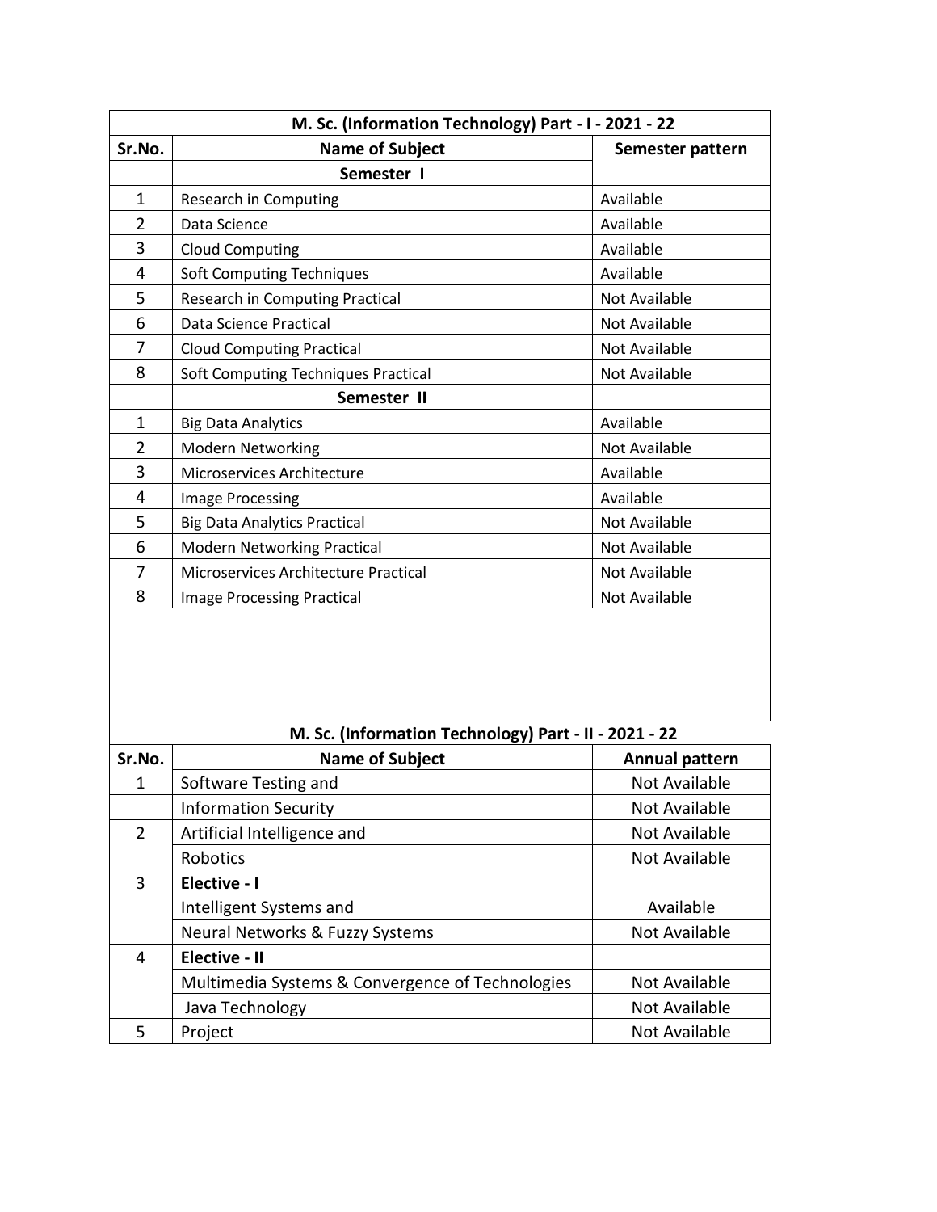| M. Sc. (Information Technology) Part - I - 2021 - 22 | | |
|---|---|---|
| **Sr.No.** | **Name of Subject** | **Semester pattern** |
| | **Semester I** | |
| 1 | Research in Computing | Available |
| 2 | Data Science | Available |
| 3 | Cloud Computing | Available |
| 4 | Soft Computing Techniques | Available |
| 5 | Research in Computing Practical | Not Available |
| 6 | Data Science Practical | Not Available |
| 7 | Cloud Computing Practical | Not Available |
| 8 | Soft Computing Techniques Practical | Not Available |
| | **Semester II** | |
| 1 | Big Data Analytics | Available |
| 2 | Modern Networking | Not Available |
| 3 | Microservices Architecture | Available |
| 4 | Image Processing | Available |
| 5 | Big Data Analytics Practical | Not Available |
| 6 | Modern Networking Practical | Not Available |
| 7 | Microservices Architecture Practical | Not Available |
| 8 | Image Processing Practical | Not Available |

| M. Sc. (Information Technology) Part - II - 2021 - 22 | | |
|---|---|---|
| **Sr.No.** | **Name of Subject** | **Annual pattern** |
| 1 | Software Testing and | Not Available |
| | Information Security | Not Available |
| 2 | Artificial Intelligence and | Not Available |
| | Robotics | Not Available |
| 3 | **Elective - I** | |
| | Intelligent Systems and | Available |
| | Neural Networks & Fuzzy Systems | Not Available |
| 4 | **Elective - II** | |
| | Multimedia Systems & Convergence of Technologies | Not Available |
| | Java Technology | Not Available |
| 5 | Project | Not Available |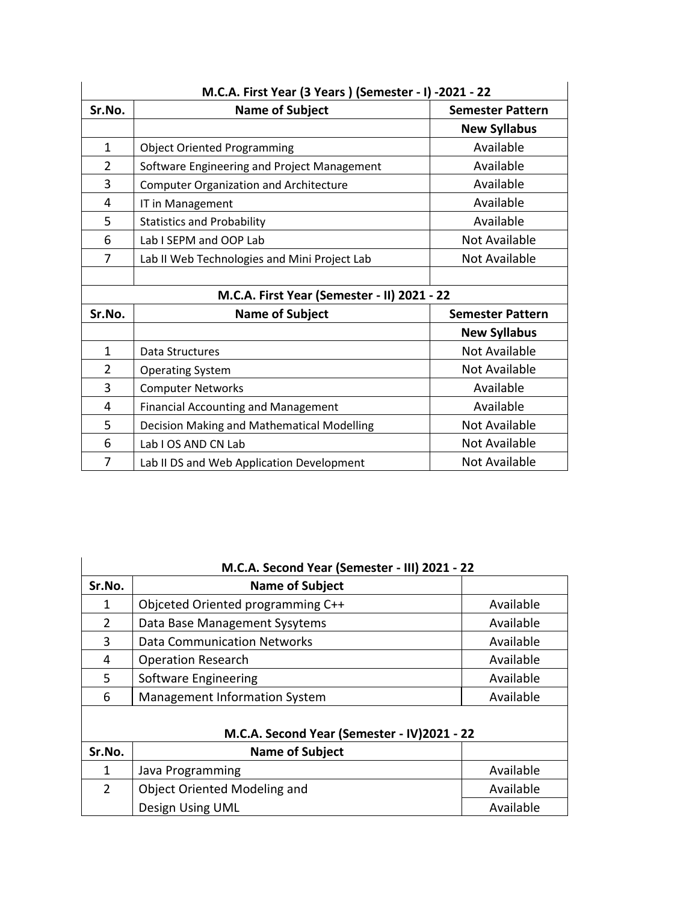| M.C.A. First Year (3 Years ) (Semester - I) -2021 - 22 | | |
|---|---|---|
| Sr.No. | Name of Subject | Semester Pattern |
| | | New Syllabus |
| 1 | Object Oriented Programming | Available |
| 2 | Software Engineering and Project Management | Available |
| 3 | Computer Organization and Architecture | Available |
| 4 | IT in Management | Available |
| 5 | Statistics and Probability | Available |
| 6 | Lab I SEPM and OOP Lab | Not Available |
| 7 | Lab II Web Technologies and Mini Project Lab | Not Available |

| M.C.A. First Year (Semester - II) 2021 - 22 | | |
|---|---|---|
| Sr.No. | Name of Subject | Semester Pattern |
| | | New Syllabus |
| 1 | Data Structures | Not Available |
| 2 | Operating System | Not Available |
| 3 | Computer Networks | Available |
| 4 | Financial Accounting and Management | Available |
| 5 | Decision Making and Mathematical Modelling | Not Available |
| 6 | Lab I OS AND CN Lab | Not Available |
| 7 | Lab II DS and Web Application Development | Not Available |

| M.C.A. Second Year (Semester - III) 2021 - 22 | | |
|---|---|---|
| Sr.No. | Name of Subject | |
| 1 | Objceted Oriented programming C++ | Available |
| 2 | Data Base Management Sysytems | Available |
| 3 | Data Communication Networks | Available |
| 4 | Operation Research | Available |
| 5 | Software Engineering | Available |
| 6 | Management Information System | Available |

| M.C.A. Second Year (Semester - IV)2021 - 22 | | |
|---|---|---|
| Sr.No. | Name of Subject | |
| 1 | Java Programming | Available |
| 2 | Object Oriented Modeling and | Available |
| | Design Using UML | Available |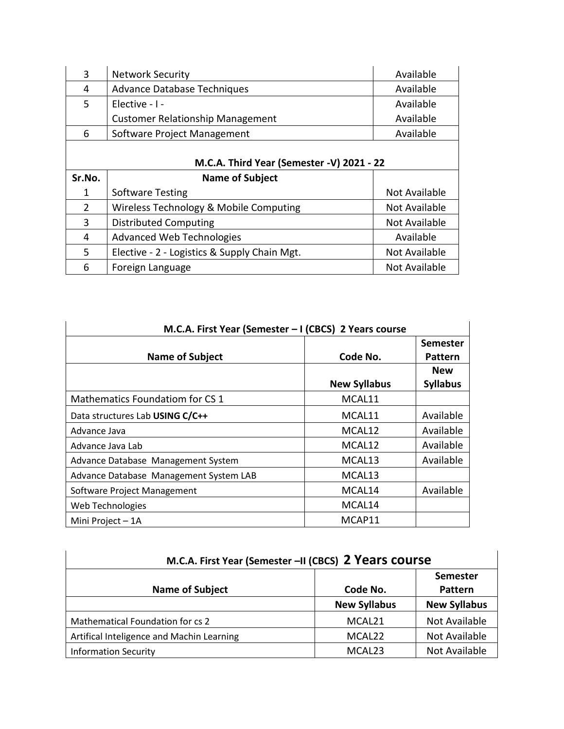| | | |
|---|---|---|
| 3 | Network Security | Available |
| 4 | Advance Database Techniques | Available |
| 5 | Elective - I -<br>Customer Relationship Management | Available<br>Available |
| 6 | Software Project Management | Available |

**M.C.A. Third Year (Semester -V) 2021 - 22**

| Sr.No. | Name of Subject | |
|---|---|---|
| 1 | Software Testing | Not Available |
| 2 | Wireless Technology & Mobile Computing | Not Available |
| 3 | Distributed Computing | Not Available |
| 4 | Advanced Web Technologies | Available |
| 5 | Elective - 2 - Logistics & Supply Chain Mgt. | Not Available |
| 6 | Foreign Language | Not Available |

**M.C.A. First Year (Semester – I (CBCS) 2 Years course**

| Name of Subject | Code No. | Semester Pattern |
|---|---|---|
| | New Syllabus | New Syllabus |
| Mathematics Foundatiom for CS 1 | MCAL11 | |
| Data structures Lab **USING C/C++** | MCAL11 | Available |
| Advance Java | MCAL12 | Available |
| Advance Java Lab | MCAL12 | Available |
| Advance Database Management System | MCAL13 | Available |
| Advance Database Management System LAB | MCAL13 | |
| Software Project Management | MCAL14 | Available |
| Web Technologies | MCAL14 | |
| Mini Project – 1A | MCAP11 | |

**M.C.A. First Year (Semester –II (CBCS) 2 Years course**

| Name of Subject | Code No. | Semester Pattern |
|---|---|---|
| | New Syllabus | New Syllabus |
| Mathematical Foundation for cs 2 | MCAL21 | Not Available |
| Artifical Inteligence and Machin Learning | MCAL22 | Not Available |
| Information Security | MCAL23 | Not Available |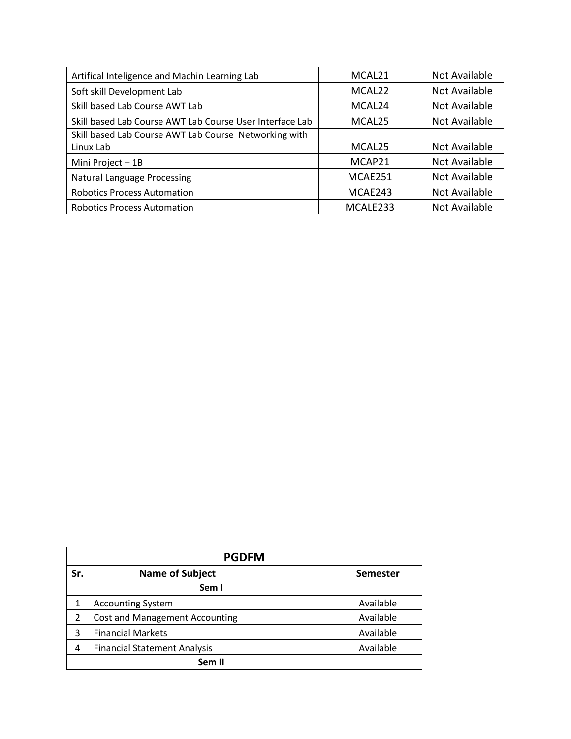| | | |
|---|---|---|
| Artifical Inteligence and Machin Learning Lab | MCAL21 | Not Available |
| Soft skill Development Lab | MCAL22 | Not Available |
| Skill based Lab Course AWT Lab | MCAL24 | Not Available |
| Skill based Lab Course AWT Lab Course User Interface Lab | MCAL25 | Not Available |
| Skill based Lab Course AWT Lab Course Networking with Linux Lab | MCAL25 | Not Available |
| Mini Project – 1B | MCAP21 | Not Available |
| Natural Language Processing | MCAE251 | Not Available |
| Robotics Process Automation | MCAE243 | Not Available |
| Robotics Process Automation | MCALE233 | Not Available |

| PGDFM | | |
|---|---|---|
| **Sr.** | **Name of Subject** | **Semester** |
| | **Sem I** | |
| 1 | Accounting System | Available |
| 2 | Cost and Management Accounting | Available |
| 3 | Financial Markets | Available |
| 4 | Financial Statement Analysis | Available |
| | **Sem II** | |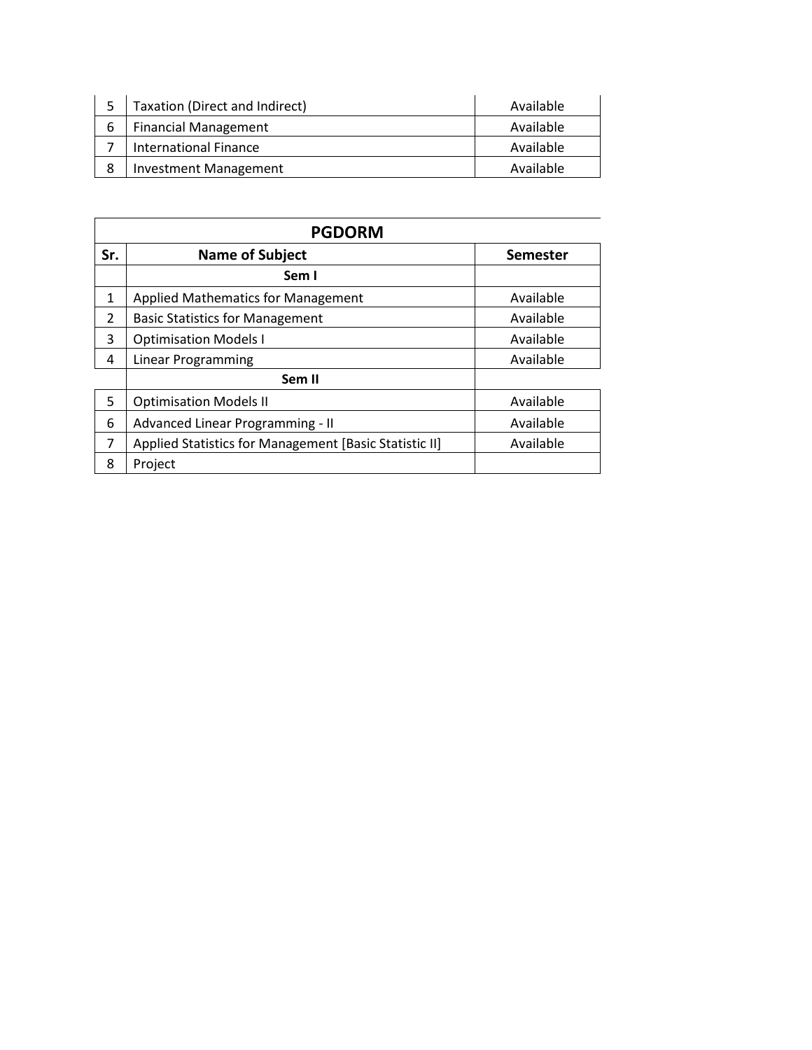| | | |
|---|---|---|
| 5 | Taxation (Direct and Indirect) | Available |
| 6 | Financial Management | Available |
| 7 | International Finance | Available |
| 8 | Investment Management | Available |

| PGDORM | | |
|---|---|---|
| **Sr.** | **Name of Subject** | **Semester** |
| | **Sem I** | |
| 1 | Applied Mathematics for Management | Available |
| 2 | Basic Statistics for Management | Available |
| 3 | Optimisation Models I | Available |
| 4 | Linear Programming | Available |
| | **Sem II** | |
| 5 | Optimisation Models II | Available |
| 6 | Advanced Linear Programming - II | Available |
| 7 | Applied Statistics for Management [Basic Statistic II] | Available |
| 8 | Project | |